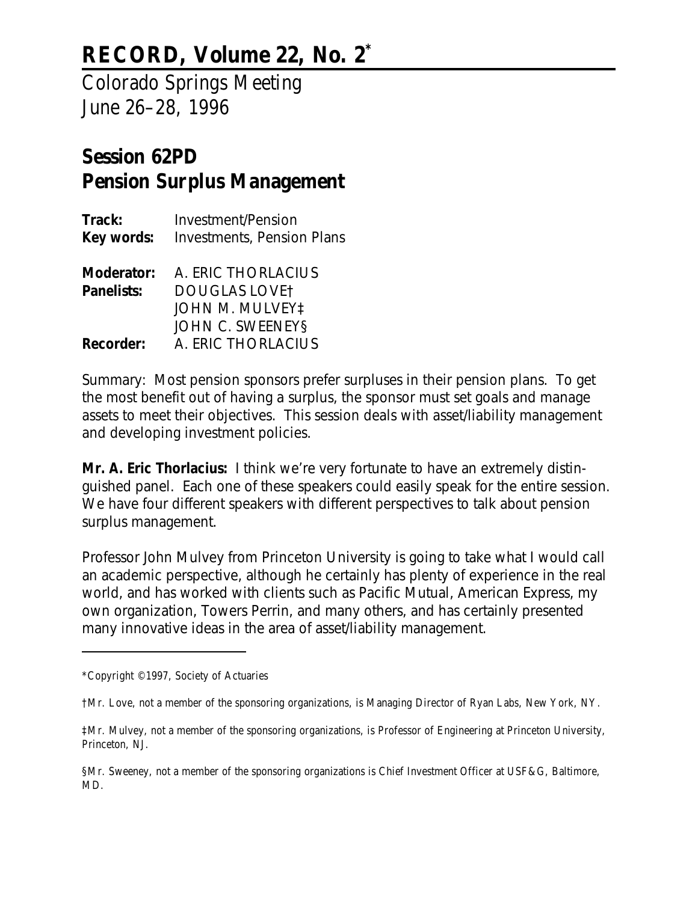# RECORD, Volume 22, No. 2*

Colorado Springs Meeting
June 26–28, 1996

## Session 62PD
## Pension Surplus Management

**Track:** Investment/Pension
**Key words:** Investments, Pension Plans

**Moderator:** A. ERIC THORLACIUS
**Panelists:** DOUGLAS LOVE†
JOHN M. MULVEY‡
JOHN C. SWEENEY§
**Recorder:** A. ERIC THORLACIUS

Summary: Most pension sponsors prefer surpluses in their pension plans. To get the most benefit out of having a surplus, the sponsor must set goals and manage assets to meet their objectives. This session deals with asset/liability management and developing investment policies.

**Mr. A. Eric Thorlacius:** I think we're very fortunate to have an extremely distinguished panel. Each one of these speakers could easily speak for the entire session. We have four different speakers with different perspectives to talk about pension surplus management.

Professor John Mulvey from Princeton University is going to take what I would call an academic perspective, although he certainly has plenty of experience in the real world, and has worked with clients such as Pacific Mutual, American Express, my own organization, Towers Perrin, and many others, and has certainly presented many innovative ideas in the area of asset/liability management.

---

*Copyright ©1997, Society of Actuaries

†Mr. Love, not a member of the sponsoring organizations, is Managing Director of Ryan Labs, New York, NY.

‡Mr. Mulvey, not a member of the sponsoring organizations, is Professor of Engineering at Princeton University, Princeton, NJ.

§Mr. Sweeney, not a member of the sponsoring organizations is Chief Investment Officer at USF&G, Baltimore, MD.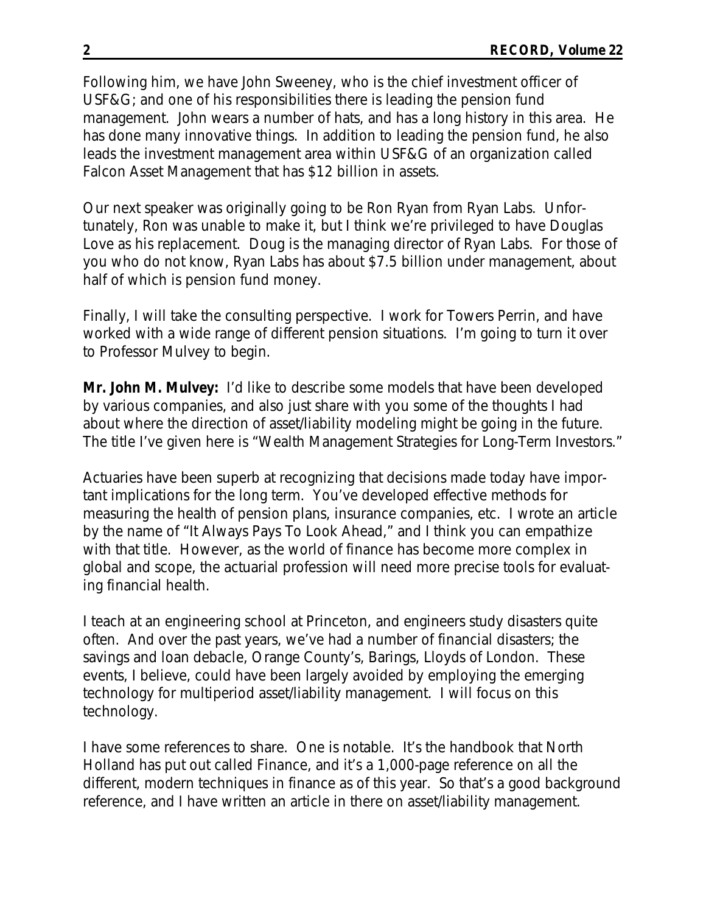Following him, we have John Sweeney, who is the chief investment officer of USF&G; and one of his responsibilities there is leading the pension fund management. John wears a number of hats, and has a long history in this area. He has done many innovative things. In addition to leading the pension fund, he also leads the investment management area within USF&G of an organization called Falcon Asset Management that has $12 billion in assets.

Our next speaker was originally going to be Ron Ryan from Ryan Labs. Unfortunately, Ron was unable to make it, but I think we're privileged to have Douglas Love as his replacement. Doug is the managing director of Ryan Labs. For those of you who do not know, Ryan Labs has about $7.5 billion under management, about half of which is pension fund money.

Finally, I will take the consulting perspective. I work for Towers Perrin, and have worked with a wide range of different pension situations. I'm going to turn it over to Professor Mulvey to begin.

**Mr. John M. Mulvey:** I'd like to describe some models that have been developed by various companies, and also just share with you some of the thoughts I had about where the direction of asset/liability modeling might be going in the future. The title I've given here is "Wealth Management Strategies for Long-Term Investors."

Actuaries have been superb at recognizing that decisions made today have important implications for the long term. You've developed effective methods for measuring the health of pension plans, insurance companies, etc. I wrote an article by the name of "It Always Pays To Look Ahead," and I think you can empathize with that title. However, as the world of finance has become more complex in global and scope, the actuarial profession will need more precise tools for evaluating financial health.

I teach at an engineering school at Princeton, and engineers study disasters quite often. And over the past years, we've had a number of financial disasters; the savings and loan debacle, Orange County's, Barings, Lloyds of London. These events, I believe, could have been largely avoided by employing the emerging technology for multiperiod asset/liability management. I will focus on this technology.

I have some references to share. One is notable. It's the handbook that North Holland has put out called Finance, and it's a 1,000-page reference on all the different, modern techniques in finance as of this year. So that's a good background reference, and I have written an article in there on asset/liability management.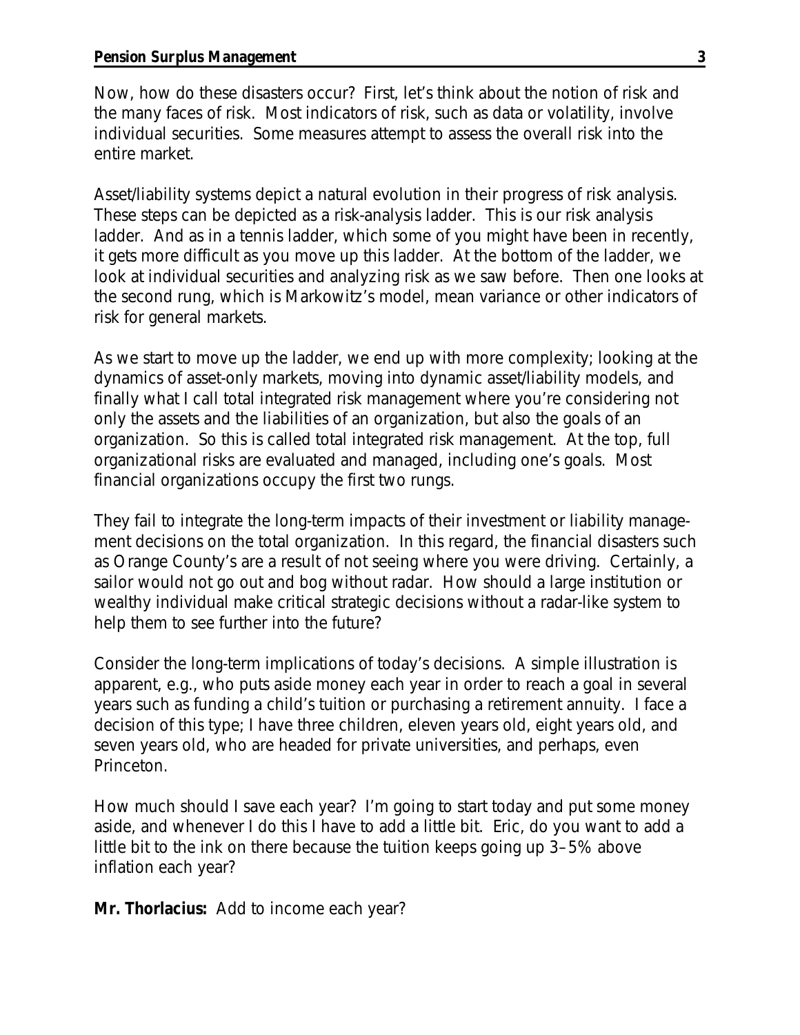Now, how do these disasters occur? First, let's think about the notion of risk and the many faces of risk. Most indicators of risk, such as data or volatility, involve individual securities. Some measures attempt to assess the overall risk into the entire market.

Asset/liability systems depict a natural evolution in their progress of risk analysis. These steps can be depicted as a risk-analysis ladder. This is our risk analysis ladder. And as in a tennis ladder, which some of you might have been in recently, it gets more difficult as you move up this ladder. At the bottom of the ladder, we look at individual securities and analyzing risk as we saw before. Then one looks at the second rung, which is Markowitz's model, mean variance or other indicators of risk for general markets.

As we start to move up the ladder, we end up with more complexity; looking at the dynamics of asset-only markets, moving into dynamic asset/liability models, and finally what I call total integrated risk management where you're considering not only the assets and the liabilities of an organization, but also the goals of an organization. So this is called total integrated risk management. At the top, full organizational risks are evaluated and managed, including one's goals. Most financial organizations occupy the first two rungs.

They fail to integrate the long-term impacts of their investment or liability management decisions on the total organization. In this regard, the financial disasters such as Orange County's are a result of not seeing where you were driving. Certainly, a sailor would not go out and bog without radar. How should a large institution or wealthy individual make critical strategic decisions without a radar-like system to help them to see further into the future?

Consider the long-term implications of today's decisions. A simple illustration is apparent, e.g., who puts aside money each year in order to reach a goal in several years such as funding a child's tuition or purchasing a retirement annuity. I face a decision of this type; I have three children, eleven years old, eight years old, and seven years old, who are headed for private universities, and perhaps, even Princeton.

How much should I save each year? I'm going to start today and put some money aside, and whenever I do this I have to add a little bit. Eric, do you want to add a little bit to the ink on there because the tuition keeps going up 3–5% above inflation each year?

**Mr. Thorlacius:** Add to income each year?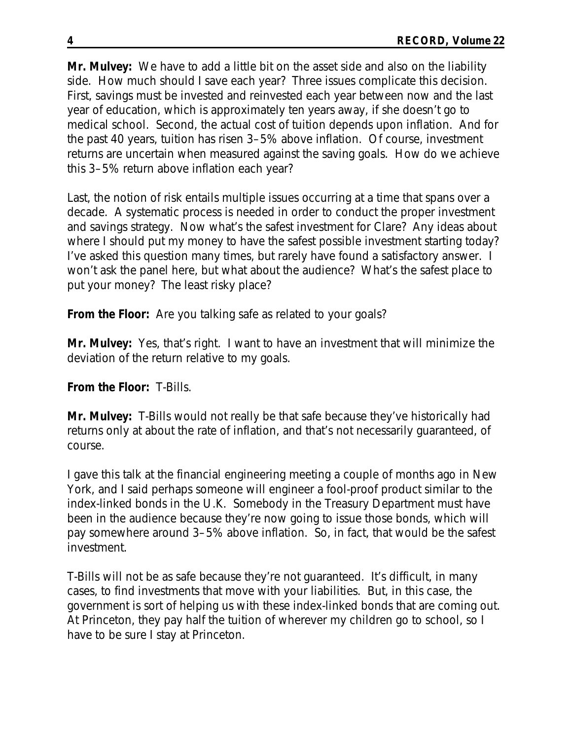**Mr. Mulvey:** We have to add a little bit on the asset side and also on the liability side. How much should I save each year? Three issues complicate this decision. First, savings must be invested and reinvested each year between now and the last year of education, which is approximately ten years away, if she doesn't go to medical school. Second, the actual cost of tuition depends upon inflation. And for the past 40 years, tuition has risen 3–5% above inflation. Of course, investment returns are uncertain when measured against the saving goals. How do we achieve this 3–5% return above inflation each year?

Last, the notion of risk entails multiple issues occurring at a time that spans over a decade. A systematic process is needed in order to conduct the proper investment and savings strategy. Now what's the safest investment for Clare? Any ideas about where I should put my money to have the safest possible investment starting today? I've asked this question many times, but rarely have found a satisfactory answer. I won't ask the panel here, but what about the audience? What's the safest place to put your money? The least risky place?

**From the Floor:** Are you talking safe as related to your goals?

**Mr. Mulvey:** Yes, that's right. I want to have an investment that will minimize the deviation of the return relative to my goals.

**From the Floor:** T-Bills.

**Mr. Mulvey:** T-Bills would not really be that safe because they've historically had returns only at about the rate of inflation, and that's not necessarily guaranteed, of course.

I gave this talk at the financial engineering meeting a couple of months ago in New York, and I said perhaps someone will engineer a fool-proof product similar to the index-linked bonds in the U.K. Somebody in the Treasury Department must have been in the audience because they're now going to issue those bonds, which will pay somewhere around 3–5% above inflation. So, in fact, that would be the safest investment.

T-Bills will not be as safe because they're not guaranteed. It's difficult, in many cases, to find investments that move with your liabilities. But, in this case, the government is sort of helping us with these index-linked bonds that are coming out. At Princeton, they pay half the tuition of wherever my children go to school, so I have to be sure I stay at Princeton.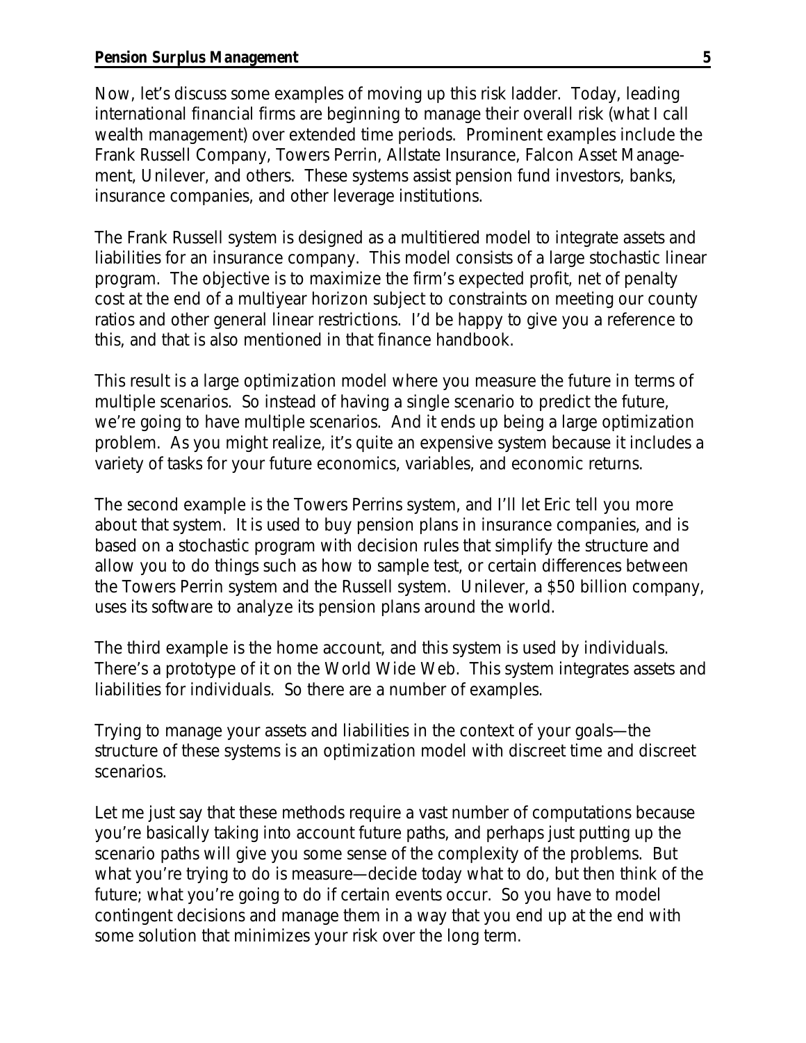Now, let's discuss some examples of moving up this risk ladder. Today, leading international financial firms are beginning to manage their overall risk (what I call wealth management) over extended time periods. Prominent examples include the Frank Russell Company, Towers Perrin, Allstate Insurance, Falcon Asset Management, Unilever, and others. These systems assist pension fund investors, banks, insurance companies, and other leverage institutions.

The Frank Russell system is designed as a multitiered model to integrate assets and liabilities for an insurance company. This model consists of a large stochastic linear program. The objective is to maximize the firm's expected profit, net of penalty cost at the end of a multiyear horizon subject to constraints on meeting our county ratios and other general linear restrictions. I'd be happy to give you a reference to this, and that is also mentioned in that finance handbook.

This result is a large optimization model where you measure the future in terms of multiple scenarios. So instead of having a single scenario to predict the future, we're going to have multiple scenarios. And it ends up being a large optimization problem. As you might realize, it's quite an expensive system because it includes a variety of tasks for your future economics, variables, and economic returns.

The second example is the Towers Perrins system, and I'll let Eric tell you more about that system. It is used to buy pension plans in insurance companies, and is based on a stochastic program with decision rules that simplify the structure and allow you to do things such as how to sample test, or certain differences between the Towers Perrin system and the Russell system. Unilever, a $50 billion company, uses its software to analyze its pension plans around the world.

The third example is the home account, and this system is used by individuals. There's a prototype of it on the World Wide Web. This system integrates assets and liabilities for individuals. So there are a number of examples.

Trying to manage your assets and liabilities in the context of your goals—the structure of these systems is an optimization model with discreet time and discreet scenarios.

Let me just say that these methods require a vast number of computations because you're basically taking into account future paths, and perhaps just putting up the scenario paths will give you some sense of the complexity of the problems. But what you're trying to do is measure—decide today what to do, but then think of the future; what you're going to do if certain events occur. So you have to model contingent decisions and manage them in a way that you end up at the end with some solution that minimizes your risk over the long term.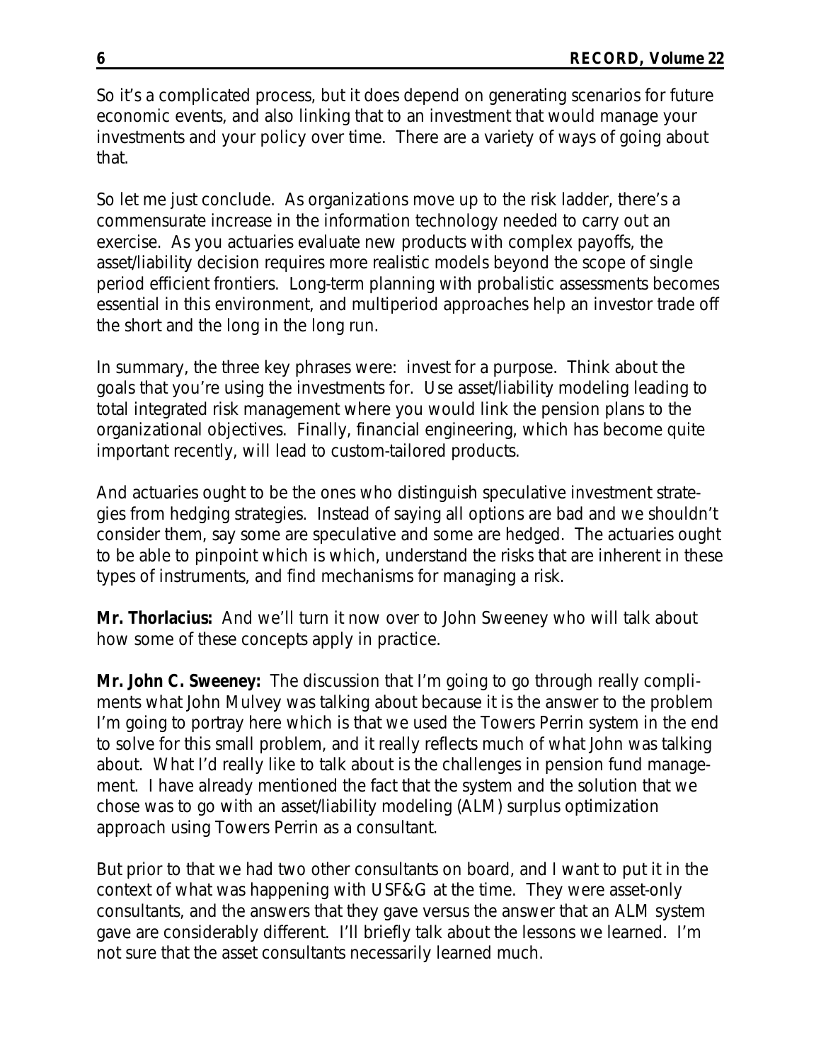So it's a complicated process, but it does depend on generating scenarios for future economic events, and also linking that to an investment that would manage your investments and your policy over time. There are a variety of ways of going about that.

So let me just conclude. As organizations move up to the risk ladder, there's a commensurate increase in the information technology needed to carry out an exercise. As you actuaries evaluate new products with complex payoffs, the asset/liability decision requires more realistic models beyond the scope of single period efficient frontiers. Long-term planning with probalistic assessments becomes essential in this environment, and multiperiod approaches help an investor trade off the short and the long in the long run.

In summary, the three key phrases were: invest for a purpose. Think about the goals that you're using the investments for. Use asset/liability modeling leading to total integrated risk management where you would link the pension plans to the organizational objectives. Finally, financial engineering, which has become quite important recently, will lead to custom-tailored products.

And actuaries ought to be the ones who distinguish speculative investment strategies from hedging strategies. Instead of saying all options are bad and we shouldn't consider them, say some are speculative and some are hedged. The actuaries ought to be able to pinpoint which is which, understand the risks that are inherent in these types of instruments, and find mechanisms for managing a risk.

**Mr. Thorlacius:** And we'll turn it now over to John Sweeney who will talk about how some of these concepts apply in practice.

**Mr. John C. Sweeney:** The discussion that I'm going to go through really compliments what John Mulvey was talking about because it is the answer to the problem I'm going to portray here which is that we used the Towers Perrin system in the end to solve for this small problem, and it really reflects much of what John was talking about. What I'd really like to talk about is the challenges in pension fund management. I have already mentioned the fact that the system and the solution that we chose was to go with an asset/liability modeling (ALM) surplus optimization approach using Towers Perrin as a consultant.

But prior to that we had two other consultants on board, and I want to put it in the context of what was happening with USF&G at the time. They were asset-only consultants, and the answers that they gave versus the answer that an ALM system gave are considerably different. I'll briefly talk about the lessons we learned. I'm not sure that the asset consultants necessarily learned much.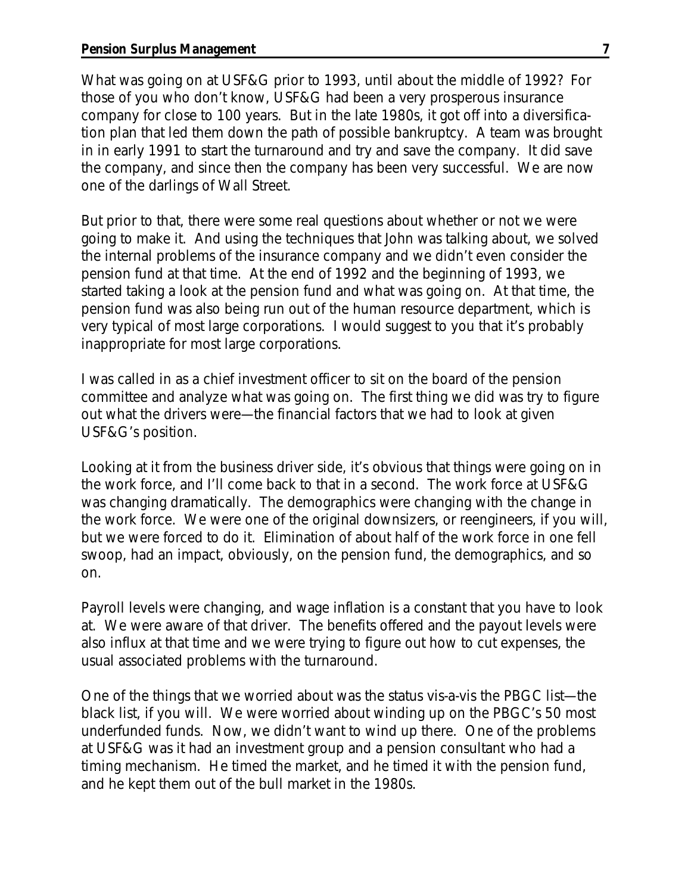What was going on at USF&G prior to 1993, until about the middle of 1992? For those of you who don't know, USF&G had been a very prosperous insurance company for close to 100 years. But in the late 1980s, it got off into a diversification plan that led them down the path of possible bankruptcy. A team was brought in in early 1991 to start the turnaround and try and save the company. It did save the company, and since then the company has been very successful. We are now one of the darlings of Wall Street.

But prior to that, there were some real questions about whether or not we were going to make it. And using the techniques that John was talking about, we solved the internal problems of the insurance company and we didn't even consider the pension fund at that time. At the end of 1992 and the beginning of 1993, we started taking a look at the pension fund and what was going on. At that time, the pension fund was also being run out of the human resource department, which is very typical of most large corporations. I would suggest to you that it's probably inappropriate for most large corporations.

I was called in as a chief investment officer to sit on the board of the pension committee and analyze what was going on. The first thing we did was try to figure out what the drivers were—the financial factors that we had to look at given USF&G's position.

Looking at it from the business driver side, it's obvious that things were going on in the work force, and I'll come back to that in a second. The work force at USF&G was changing dramatically. The demographics were changing with the change in the work force. We were one of the original downsizers, or reengineers, if you will, but we were forced to do it. Elimination of about half of the work force in one fell swoop, had an impact, obviously, on the pension fund, the demographics, and so on.

Payroll levels were changing, and wage inflation is a constant that you have to look at. We were aware of that driver. The benefits offered and the payout levels were also influx at that time and we were trying to figure out how to cut expenses, the usual associated problems with the turnaround.

One of the things that we worried about was the status vis-a-vis the PBGC list—the black list, if you will. We were worried about winding up on the PBGC's 50 most underfunded funds. Now, we didn't want to wind up there. One of the problems at USF&G was it had an investment group and a pension consultant who had a timing mechanism. He timed the market, and he timed it with the pension fund, and he kept them out of the bull market in the 1980s.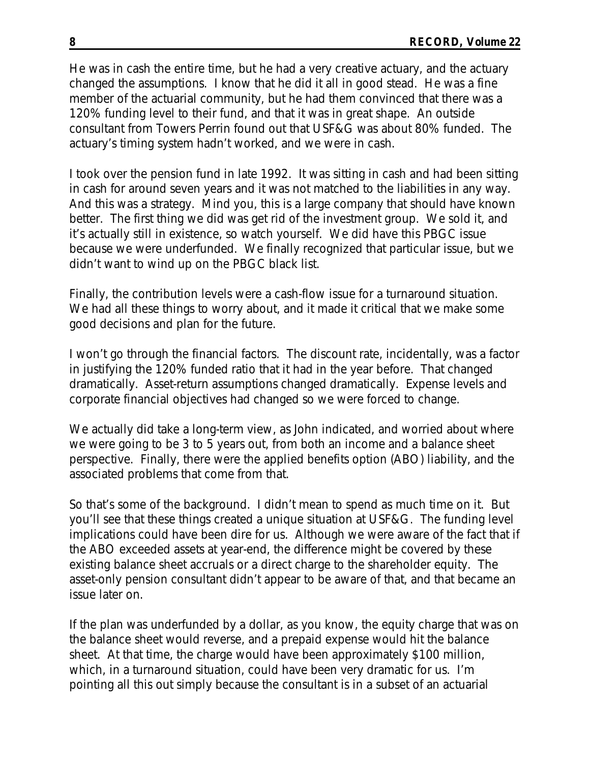He was in cash the entire time, but he had a very creative actuary, and the actuary changed the assumptions. I know that he did it all in good stead. He was a fine member of the actuarial community, but he had them convinced that there was a 120% funding level to their fund, and that it was in great shape. An outside consultant from Towers Perrin found out that USF&G was about 80% funded. The actuary's timing system hadn't worked, and we were in cash.

I took over the pension fund in late 1992. It was sitting in cash and had been sitting in cash for around seven years and it was not matched to the liabilities in any way. And this was a strategy. Mind you, this is a large company that should have known better. The first thing we did was get rid of the investment group. We sold it, and it's actually still in existence, so watch yourself. We did have this PBGC issue because we were underfunded. We finally recognized that particular issue, but we didn't want to wind up on the PBGC black list.

Finally, the contribution levels were a cash-flow issue for a turnaround situation. We had all these things to worry about, and it made it critical that we make some good decisions and plan for the future.

I won't go through the financial factors. The discount rate, incidentally, was a factor in justifying the 120% funded ratio that it had in the year before. That changed dramatically. Asset-return assumptions changed dramatically. Expense levels and corporate financial objectives had changed so we were forced to change.

We actually did take a long-term view, as John indicated, and worried about where we were going to be 3 to 5 years out, from both an income and a balance sheet perspective. Finally, there were the applied benefits option (ABO) liability, and the associated problems that come from that.

So that's some of the background. I didn't mean to spend as much time on it. But you'll see that these things created a unique situation at USF&G. The funding level implications could have been dire for us. Although we were aware of the fact that if the ABO exceeded assets at year-end, the difference might be covered by these existing balance sheet accruals or a direct charge to the shareholder equity. The asset-only pension consultant didn't appear to be aware of that, and that became an issue later on.

If the plan was underfunded by a dollar, as you know, the equity charge that was on the balance sheet would reverse, and a prepaid expense would hit the balance sheet. At that time, the charge would have been approximately $100 million, which, in a turnaround situation, could have been very dramatic for us. I'm pointing all this out simply because the consultant is in a subset of an actuarial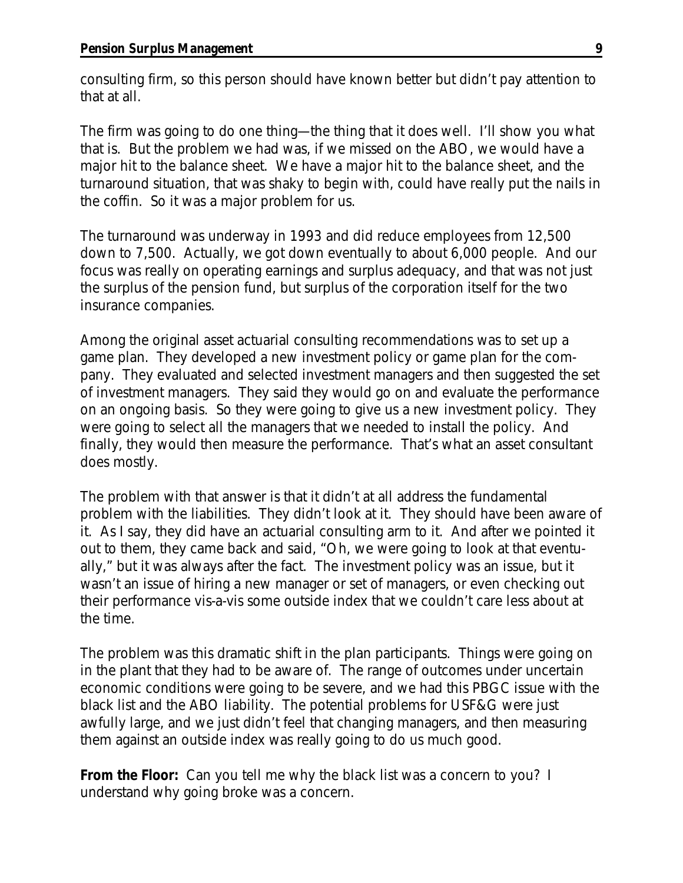consulting firm, so this person should have known better but didn't pay attention to that at all.

The firm was going to do one thing—the thing that it does well. I'll show you what that is. But the problem we had was, if we missed on the ABO, we would have a major hit to the balance sheet. We have a major hit to the balance sheet, and the turnaround situation, that was shaky to begin with, could have really put the nails in the coffin. So it was a major problem for us.

The turnaround was underway in 1993 and did reduce employees from 12,500 down to 7,500. Actually, we got down eventually to about 6,000 people. And our focus was really on operating earnings and surplus adequacy, and that was not just the surplus of the pension fund, but surplus of the corporation itself for the two insurance companies.

Among the original asset actuarial consulting recommendations was to set up a game plan. They developed a new investment policy or game plan for the company. They evaluated and selected investment managers and then suggested the set of investment managers. They said they would go on and evaluate the performance on an ongoing basis. So they were going to give us a new investment policy. They were going to select all the managers that we needed to install the policy. And finally, they would then measure the performance. That's what an asset consultant does mostly.

The problem with that answer is that it didn't at all address the fundamental problem with the liabilities. They didn't look at it. They should have been aware of it. As I say, they did have an actuarial consulting arm to it. And after we pointed it out to them, they came back and said, "Oh, we were going to look at that eventually," but it was always after the fact. The investment policy was an issue, but it wasn't an issue of hiring a new manager or set of managers, or even checking out their performance vis-a-vis some outside index that we couldn't care less about at the time.

The problem was this dramatic shift in the plan participants. Things were going on in the plant that they had to be aware of. The range of outcomes under uncertain economic conditions were going to be severe, and we had this PBGC issue with the black list and the ABO liability. The potential problems for USF&G were just awfully large, and we just didn't feel that changing managers, and then measuring them against an outside index was really going to do us much good.

**From the Floor:** Can you tell me why the black list was a concern to you? I understand why going broke was a concern.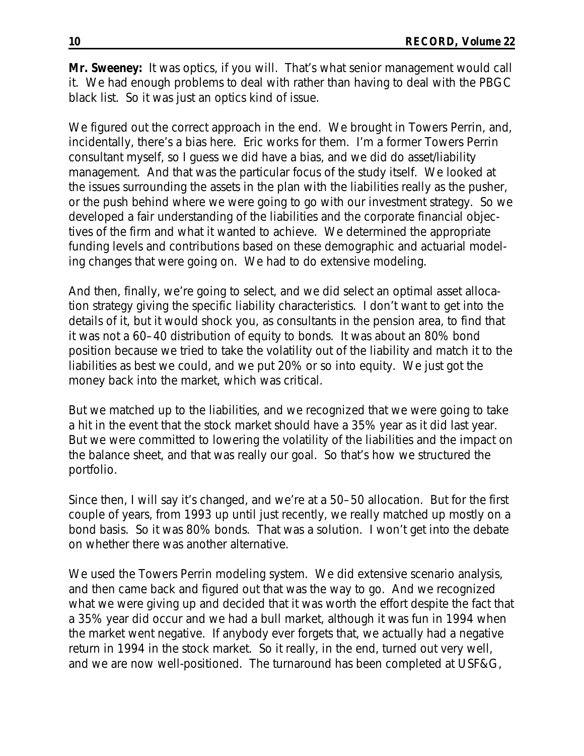**Mr. Sweeney:** It was optics, if you will. That's what senior management would call it. We had enough problems to deal with rather than having to deal with the PBGC black list. So it was just an optics kind of issue.

We figured out the correct approach in the end. We brought in Towers Perrin, and, incidentally, there's a bias here. Eric works for them. I'm a former Towers Perrin consultant myself, so I guess we did have a bias, and we did do asset/liability management. And that was the particular focus of the study itself. We looked at the issues surrounding the assets in the plan with the liabilities really as the pusher, or the push behind where we were going to go with our investment strategy. So we developed a fair understanding of the liabilities and the corporate financial objectives of the firm and what it wanted to achieve. We determined the appropriate funding levels and contributions based on these demographic and actuarial modeling changes that were going on. We had to do extensive modeling.

And then, finally, we're going to select, and we did select an optimal asset allocation strategy giving the specific liability characteristics. I don't want to get into the details of it, but it would shock you, as consultants in the pension area, to find that it was not a 60–40 distribution of equity to bonds. It was about an 80% bond position because we tried to take the volatility out of the liability and match it to the liabilities as best we could, and we put 20% or so into equity. We just got the money back into the market, which was critical.

But we matched up to the liabilities, and we recognized that we were going to take a hit in the event that the stock market should have a 35% year as it did last year. But we were committed to lowering the volatility of the liabilities and the impact on the balance sheet, and that was really our goal. So that's how we structured the portfolio.

Since then, I will say it's changed, and we're at a 50–50 allocation. But for the first couple of years, from 1993 up until just recently, we really matched up mostly on a bond basis. So it was 80% bonds. That was a solution. I won't get into the debate on whether there was another alternative.

We used the Towers Perrin modeling system. We did extensive scenario analysis, and then came back and figured out that was the way to go. And we recognized what we were giving up and decided that it was worth the effort despite the fact that a 35% year did occur and we had a bull market, although it was fun in 1994 when the market went negative. If anybody ever forgets that, we actually had a negative return in 1994 in the stock market. So it really, in the end, turned out very well, and we are now well-positioned. The turnaround has been completed at USF&G,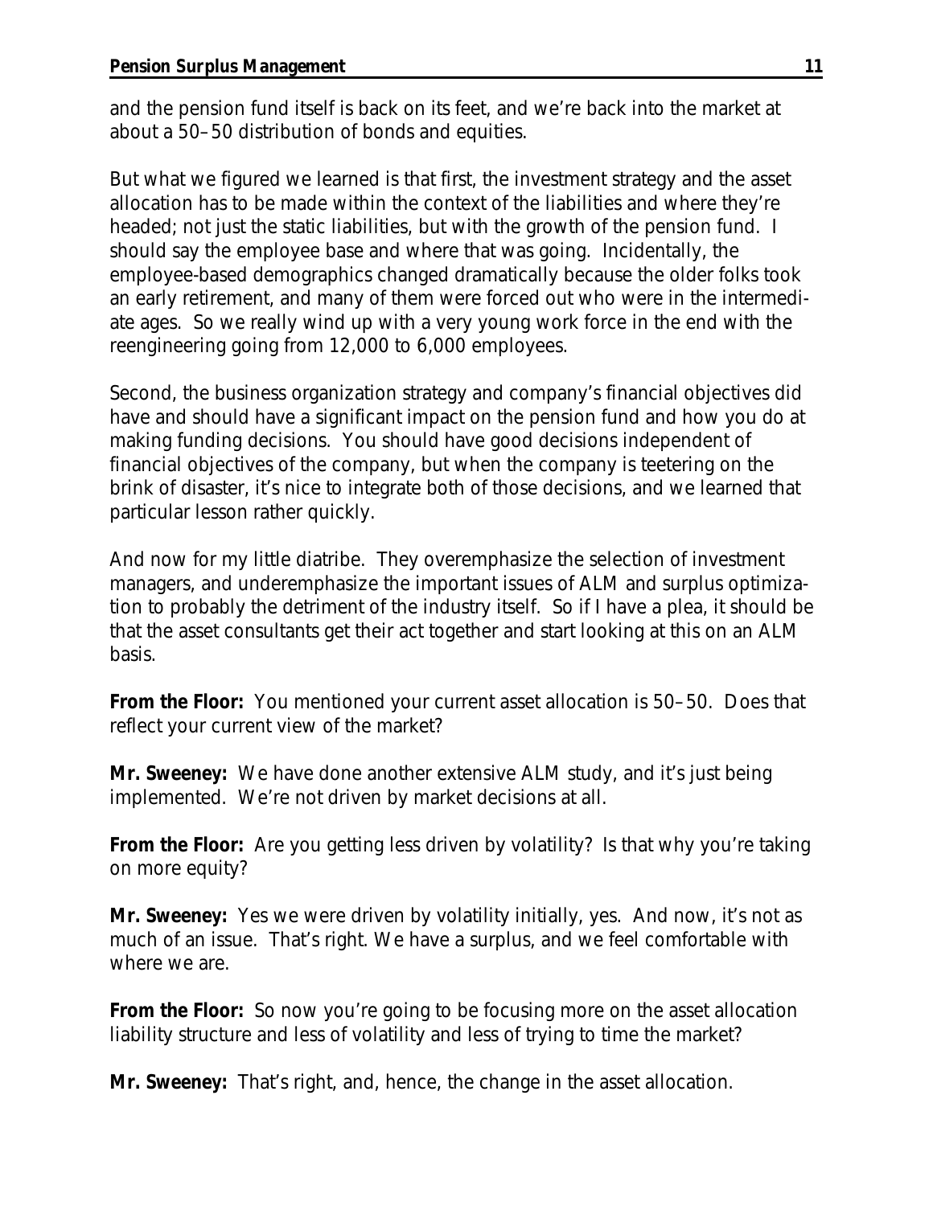and the pension fund itself is back on its feet, and we're back into the market at about a 50–50 distribution of bonds and equities.

But what we figured we learned is that first, the investment strategy and the asset allocation has to be made within the context of the liabilities and where they're headed; not just the static liabilities, but with the growth of the pension fund. I should say the employee base and where that was going. Incidentally, the employee-based demographics changed dramatically because the older folks took an early retirement, and many of them were forced out who were in the intermediate ages. So we really wind up with a very young work force in the end with the reengineering going from 12,000 to 6,000 employees.

Second, the business organization strategy and company's financial objectives did have and should have a significant impact on the pension fund and how you do at making funding decisions. You should have good decisions independent of financial objectives of the company, but when the company is teetering on the brink of disaster, it's nice to integrate both of those decisions, and we learned that particular lesson rather quickly.

And now for my little diatribe. They overemphasize the selection of investment managers, and underemphasize the important issues of ALM and surplus optimization to probably the detriment of the industry itself. So if I have a plea, it should be that the asset consultants get their act together and start looking at this on an ALM basis.

**From the Floor:** You mentioned your current asset allocation is 50–50. Does that reflect your current view of the market?

**Mr. Sweeney:** We have done another extensive ALM study, and it's just being implemented. We're not driven by market decisions at all.

**From the Floor:** Are you getting less driven by volatility? Is that why you're taking on more equity?

**Mr. Sweeney:** Yes we were driven by volatility initially, yes. And now, it's not as much of an issue. That's right. We have a surplus, and we feel comfortable with where we are.

**From the Floor:** So now you're going to be focusing more on the asset allocation liability structure and less of volatility and less of trying to time the market?

**Mr. Sweeney:** That's right, and, hence, the change in the asset allocation.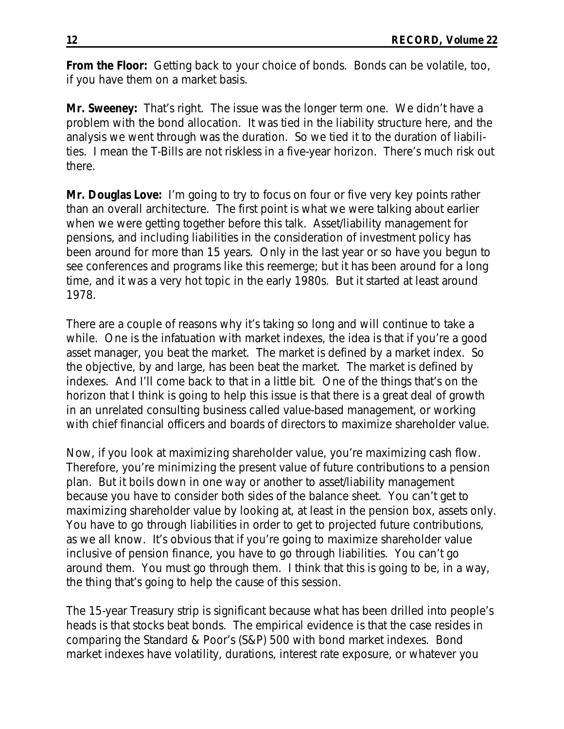**From the Floor:** Getting back to your choice of bonds. Bonds can be volatile, too, if you have them on a market basis.

**Mr. Sweeney:** That's right. The issue was the longer term one. We didn't have a problem with the bond allocation. It was tied in the liability structure here, and the analysis we went through was the duration. So we tied it to the duration of liabilities. I mean the T-Bills are not riskless in a five-year horizon. There's much risk out there.

**Mr. Douglas Love:** I'm going to try to focus on four or five very key points rather than an overall architecture. The first point is what we were talking about earlier when we were getting together before this talk. Asset/liability management for pensions, and including liabilities in the consideration of investment policy has been around for more than 15 years. Only in the last year or so have you begun to see conferences and programs like this reemerge; but it has been around for a long time, and it was a very hot topic in the early 1980s. But it started at least around 1978.

There are a couple of reasons why it's taking so long and will continue to take a while. One is the infatuation with market indexes, the idea is that if you're a good asset manager, you beat the market. The market is defined by a market index. So the objective, by and large, has been beat the market. The market is defined by indexes. And I'll come back to that in a little bit. One of the things that's on the horizon that I think is going to help this issue is that there is a great deal of growth in an unrelated consulting business called value-based management, or working with chief financial officers and boards of directors to maximize shareholder value.

Now, if you look at maximizing shareholder value, you're maximizing cash flow. Therefore, you're minimizing the present value of future contributions to a pension plan. But it boils down in one way or another to asset/liability management because you have to consider both sides of the balance sheet. You can't get to maximizing shareholder value by looking at, at least in the pension box, assets only. You have to go through liabilities in order to get to projected future contributions, as we all know. It's obvious that if you're going to maximize shareholder value inclusive of pension finance, you have to go through liabilities. You can't go around them. You must go through them. I think that this is going to be, in a way, the thing that's going to help the cause of this session.

The 15-year Treasury strip is significant because what has been drilled into people's heads is that stocks beat bonds. The empirical evidence is that the case resides in comparing the Standard & Poor's (S&P) 500 with bond market indexes. Bond market indexes have volatility, durations, interest rate exposure, or whatever you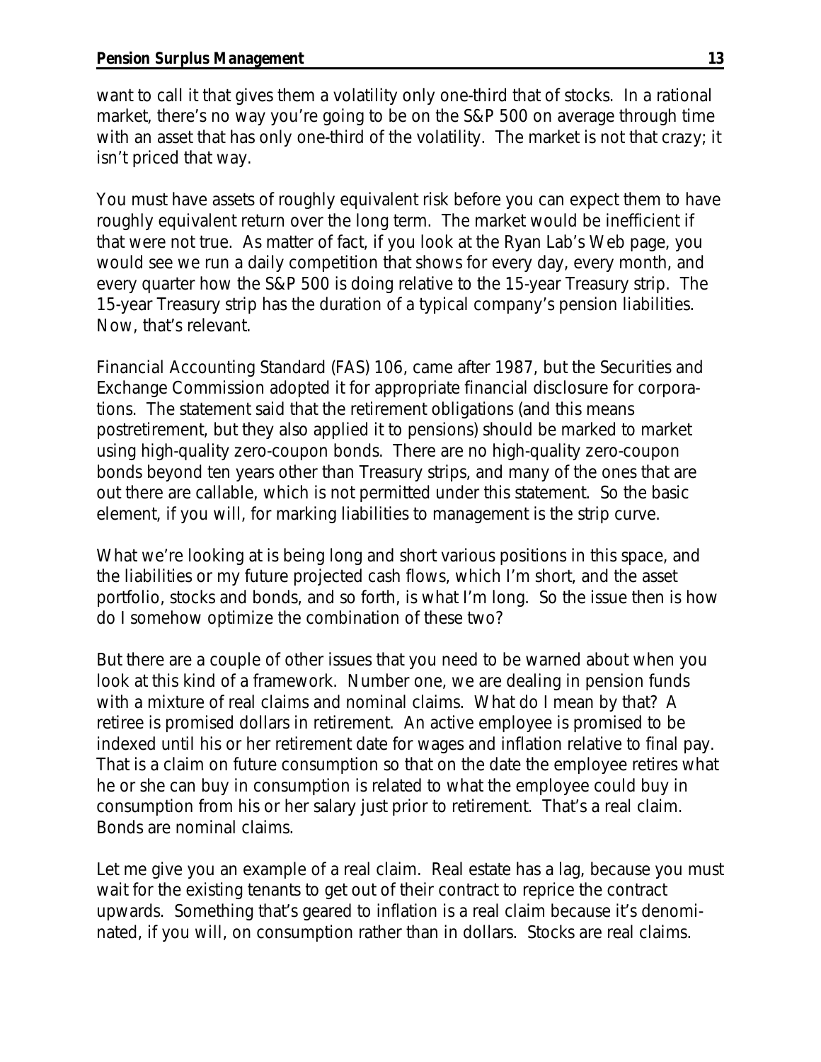want to call it that gives them a volatility only one-third that of stocks. In a rational market, there's no way you're going to be on the S&P 500 on average through time with an asset that has only one-third of the volatility. The market is not that crazy; it isn't priced that way.

You must have assets of roughly equivalent risk before you can expect them to have roughly equivalent return over the long term. The market would be inefficient if that were not true. As matter of fact, if you look at the Ryan Lab's Web page, you would see we run a daily competition that shows for every day, every month, and every quarter how the S&P 500 is doing relative to the 15-year Treasury strip. The 15-year Treasury strip has the duration of a typical company's pension liabilities. Now, that's relevant.

Financial Accounting Standard (FAS) 106, came after 1987, but the Securities and Exchange Commission adopted it for appropriate financial disclosure for corporations. The statement said that the retirement obligations (and this means postretirement, but they also applied it to pensions) should be marked to market using high-quality zero-coupon bonds. There are no high-quality zero-coupon bonds beyond ten years other than Treasury strips, and many of the ones that are out there are callable, which is not permitted under this statement. So the basic element, if you will, for marking liabilities to management is the strip curve.

What we're looking at is being long and short various positions in this space, and the liabilities or my future projected cash flows, which I'm short, and the asset portfolio, stocks and bonds, and so forth, is what I'm long. So the issue then is how do I somehow optimize the combination of these two?

But there are a couple of other issues that you need to be warned about when you look at this kind of a framework. Number one, we are dealing in pension funds with a mixture of real claims and nominal claims. What do I mean by that? A retiree is promised dollars in retirement. An active employee is promised to be indexed until his or her retirement date for wages and inflation relative to final pay. That is a claim on future consumption so that on the date the employee retires what he or she can buy in consumption is related to what the employee could buy in consumption from his or her salary just prior to retirement. That's a real claim. Bonds are nominal claims.

Let me give you an example of a real claim. Real estate has a lag, because you must wait for the existing tenants to get out of their contract to reprice the contract upwards. Something that's geared to inflation is a real claim because it's denominated, if you will, on consumption rather than in dollars. Stocks are real claims.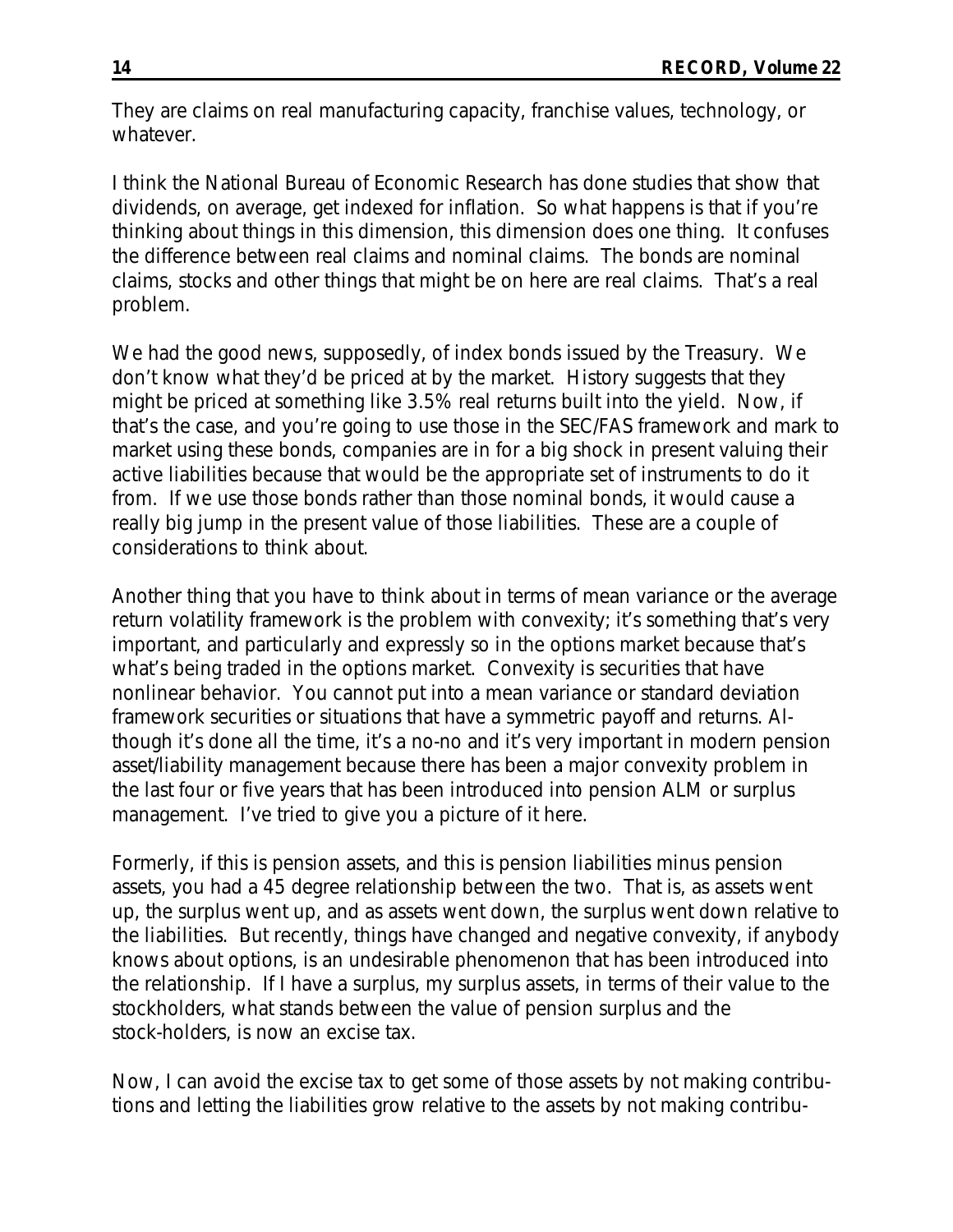They are claims on real manufacturing capacity, franchise values, technology, or whatever.

I think the National Bureau of Economic Research has done studies that show that dividends, on average, get indexed for inflation. So what happens is that if you're thinking about things in this dimension, this dimension does one thing. It confuses the difference between real claims and nominal claims. The bonds are nominal claims, stocks and other things that might be on here are real claims. That's a real problem.

We had the good news, supposedly, of index bonds issued by the Treasury. We don't know what they'd be priced at by the market. History suggests that they might be priced at something like 3.5% real returns built into the yield. Now, if that's the case, and you're going to use those in the SEC/FAS framework and mark to market using these bonds, companies are in for a big shock in present valuing their active liabilities because that would be the appropriate set of instruments to do it from. If we use those bonds rather than those nominal bonds, it would cause a really big jump in the present value of those liabilities. These are a couple of considerations to think about.

Another thing that you have to think about in terms of mean variance or the average return volatility framework is the problem with convexity; it's something that's very important, and particularly and expressly so in the options market because that's what's being traded in the options market. Convexity is securities that have nonlinear behavior. You cannot put into a mean variance or standard deviation framework securities or situations that have a symmetric payoff and returns. Although it's done all the time, it's a no-no and it's very important in modern pension asset/liability management because there has been a major convexity problem in the last four or five years that has been introduced into pension ALM or surplus management. I've tried to give you a picture of it here.

Formerly, if this is pension assets, and this is pension liabilities minus pension assets, you had a 45 degree relationship between the two. That is, as assets went up, the surplus went up, and as assets went down, the surplus went down relative to the liabilities. But recently, things have changed and negative convexity, if anybody knows about options, is an undesirable phenomenon that has been introduced into the relationship. If I have a surplus, my surplus assets, in terms of their value to the stockholders, what stands between the value of pension surplus and the stock-holders, is now an excise tax.

Now, I can avoid the excise tax to get some of those assets by not making contributions and letting the liabilities grow relative to the assets by not making contribu-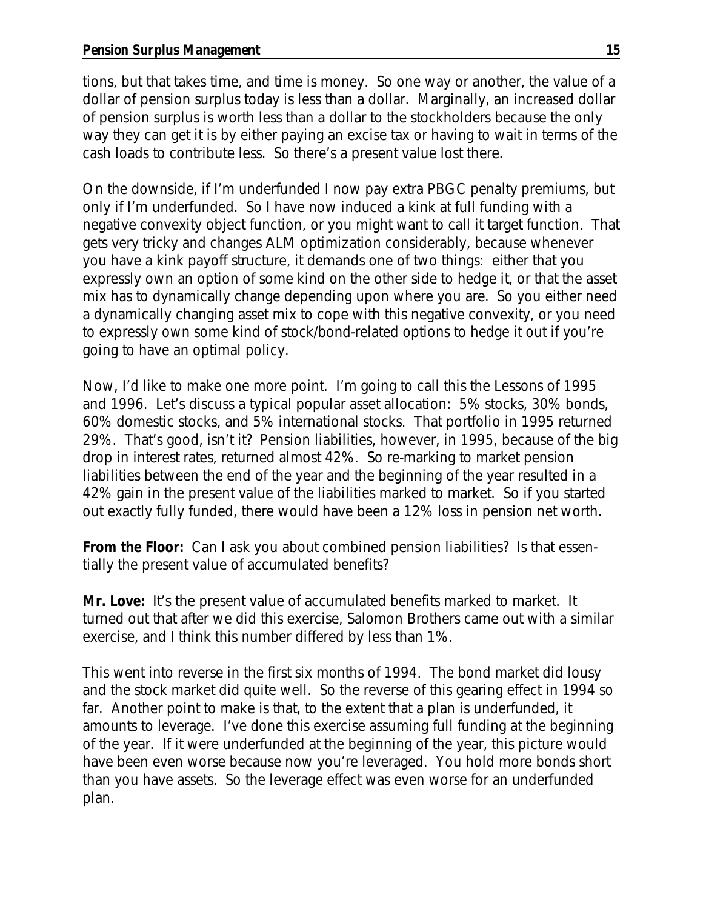tions, but that takes time, and time is money. So one way or another, the value of a dollar of pension surplus today is less than a dollar. Marginally, an increased dollar of pension surplus is worth less than a dollar to the stockholders because the only way they can get it is by either paying an excise tax or having to wait in terms of the cash loads to contribute less. So there's a present value lost there.

On the downside, if I'm underfunded I now pay extra PBGC penalty premiums, but only if I'm underfunded. So I have now induced a kink at full funding with a negative convexity object function, or you might want to call it target function. That gets very tricky and changes ALM optimization considerably, because whenever you have a kink payoff structure, it demands one of two things: either that you expressly own an option of some kind on the other side to hedge it, or that the asset mix has to dynamically change depending upon where you are. So you either need a dynamically changing asset mix to cope with this negative convexity, or you need to expressly own some kind of stock/bond-related options to hedge it out if you're going to have an optimal policy.

Now, I'd like to make one more point. I'm going to call this the Lessons of 1995 and 1996. Let's discuss a typical popular asset allocation: 5% stocks, 30% bonds, 60% domestic stocks, and 5% international stocks. That portfolio in 1995 returned 29%. That's good, isn't it? Pension liabilities, however, in 1995, because of the big drop in interest rates, returned almost 42%. So re-marking to market pension liabilities between the end of the year and the beginning of the year resulted in a 42% gain in the present value of the liabilities marked to market. So if you started out exactly fully funded, there would have been a 12% loss in pension net worth.

**From the Floor:** Can I ask you about combined pension liabilities? Is that essentially the present value of accumulated benefits?

**Mr. Love:** It's the present value of accumulated benefits marked to market. It turned out that after we did this exercise, Salomon Brothers came out with a similar exercise, and I think this number differed by less than 1%.

This went into reverse in the first six months of 1994. The bond market did lousy and the stock market did quite well. So the reverse of this gearing effect in 1994 so far. Another point to make is that, to the extent that a plan is underfunded, it amounts to leverage. I've done this exercise assuming full funding at the beginning of the year. If it were underfunded at the beginning of the year, this picture would have been even worse because now you're leveraged. You hold more bonds short than you have assets. So the leverage effect was even worse for an underfunded plan.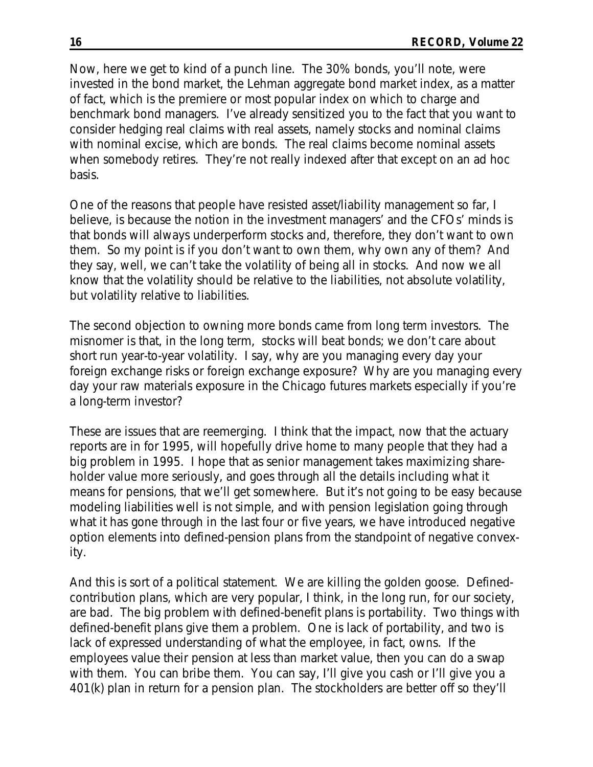Now, here we get to kind of a punch line. The 30% bonds, you'll note, were invested in the bond market, the Lehman aggregate bond market index, as a matter of fact, which is the premiere or most popular index on which to charge and benchmark bond managers. I've already sensitized you to the fact that you want to consider hedging real claims with real assets, namely stocks and nominal claims with nominal excise, which are bonds. The real claims become nominal assets when somebody retires. They're not really indexed after that except on an ad hoc basis.

One of the reasons that people have resisted asset/liability management so far, I believe, is because the notion in the investment managers' and the CFOs' minds is that bonds will always underperform stocks and, therefore, they don't want to own them. So my point is if you don't want to own them, why own any of them? And they say, well, we can't take the volatility of being all in stocks. And now we all know that the volatility should be relative to the liabilities, not absolute volatility, but volatility relative to liabilities.

The second objection to owning more bonds came from long term investors. The misnomer is that, in the long term, stocks will beat bonds; we don't care about short run year-to-year volatility. I say, why are you managing every day your foreign exchange risks or foreign exchange exposure? Why are you managing every day your raw materials exposure in the Chicago futures markets especially if you're a long-term investor?

These are issues that are reemerging. I think that the impact, now that the actuary reports are in for 1995, will hopefully drive home to many people that they had a big problem in 1995. I hope that as senior management takes maximizing shareholder value more seriously, and goes through all the details including what it means for pensions, that we'll get somewhere. But it's not going to be easy because modeling liabilities well is not simple, and with pension legislation going through what it has gone through in the last four or five years, we have introduced negative option elements into defined-pension plans from the standpoint of negative convexity.

And this is sort of a political statement. We are killing the golden goose. Defined-contribution plans, which are very popular, I think, in the long run, for our society, are bad. The big problem with defined-benefit plans is portability. Two things with defined-benefit plans give them a problem. One is lack of portability, and two is lack of expressed understanding of what the employee, in fact, owns. If the employees value their pension at less than market value, then you can do a swap with them. You can bribe them. You can say, I'll give you cash or I'll give you a 401(k) plan in return for a pension plan. The stockholders are better off so they'll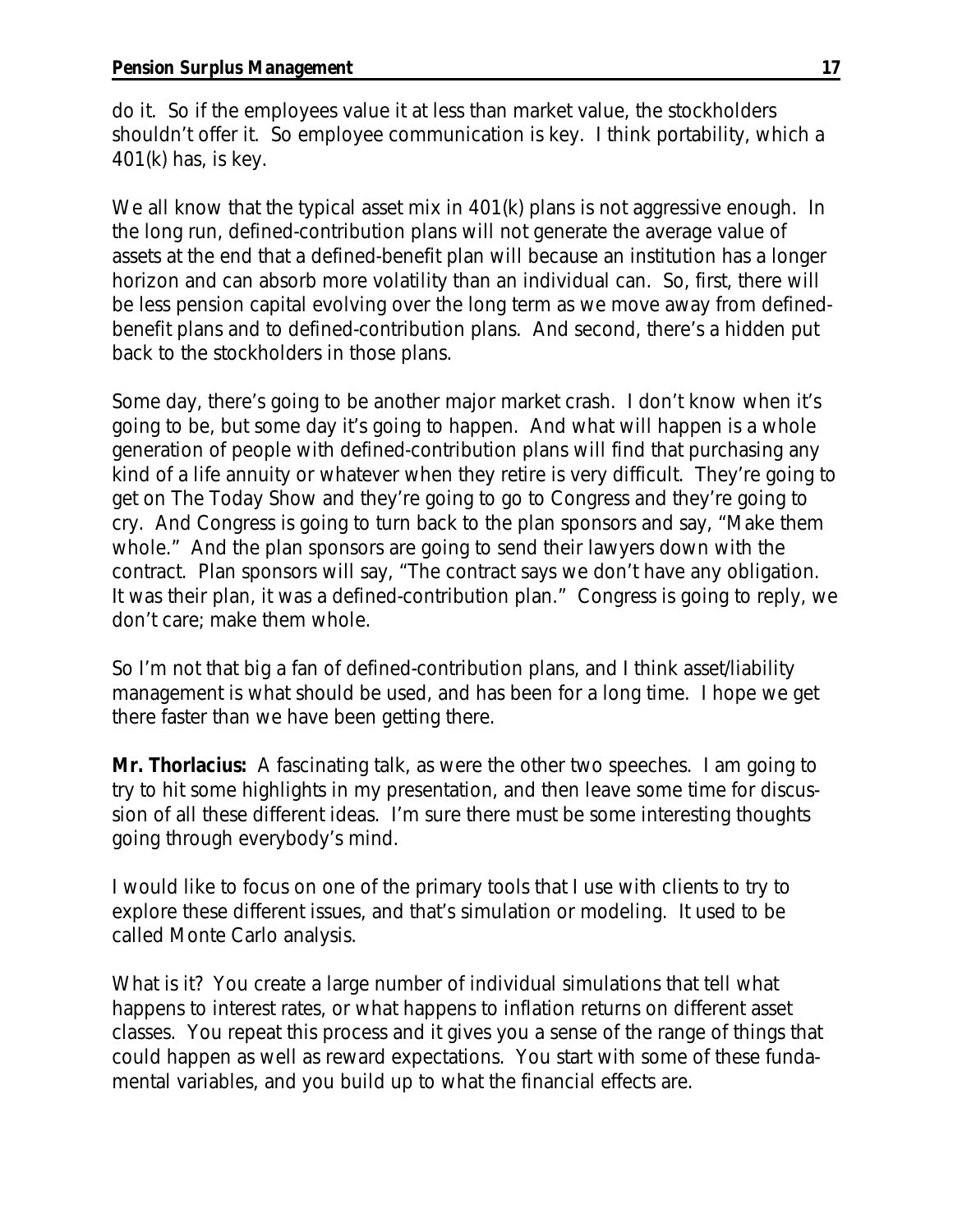do it. So if the employees value it at less than market value, the stockholders shouldn't offer it. So employee communication is key. I think portability, which a 401(k) has, is key.

We all know that the typical asset mix in 401(k) plans is not aggressive enough. In the long run, defined-contribution plans will not generate the average value of assets at the end that a defined-benefit plan will because an institution has a longer horizon and can absorb more volatility than an individual can. So, first, there will be less pension capital evolving over the long term as we move away from defined-benefit plans and to defined-contribution plans. And second, there's a hidden put back to the stockholders in those plans.

Some day, there's going to be another major market crash. I don't know when it's going to be, but some day it's going to happen. And what will happen is a whole generation of people with defined-contribution plans will find that purchasing any kind of a life annuity or whatever when they retire is very difficult. They're going to get on The Today Show and they're going to go to Congress and they're going to cry. And Congress is going to turn back to the plan sponsors and say, "Make them whole." And the plan sponsors are going to send their lawyers down with the contract. Plan sponsors will say, "The contract says we don't have any obligation. It was their plan, it was a defined-contribution plan." Congress is going to reply, we don't care; make them whole.

So I'm not that big a fan of defined-contribution plans, and I think asset/liability management is what should be used, and has been for a long time. I hope we get there faster than we have been getting there.

**Mr. Thorlacius:** A fascinating talk, as were the other two speeches. I am going to try to hit some highlights in my presentation, and then leave some time for discussion of all these different ideas. I'm sure there must be some interesting thoughts going through everybody's mind.

I would like to focus on one of the primary tools that I use with clients to try to explore these different issues, and that's simulation or modeling. It used to be called Monte Carlo analysis.

What is it? You create a large number of individual simulations that tell what happens to interest rates, or what happens to inflation returns on different asset classes. You repeat this process and it gives you a sense of the range of things that could happen as well as reward expectations. You start with some of these fundamental variables, and you build up to what the financial effects are.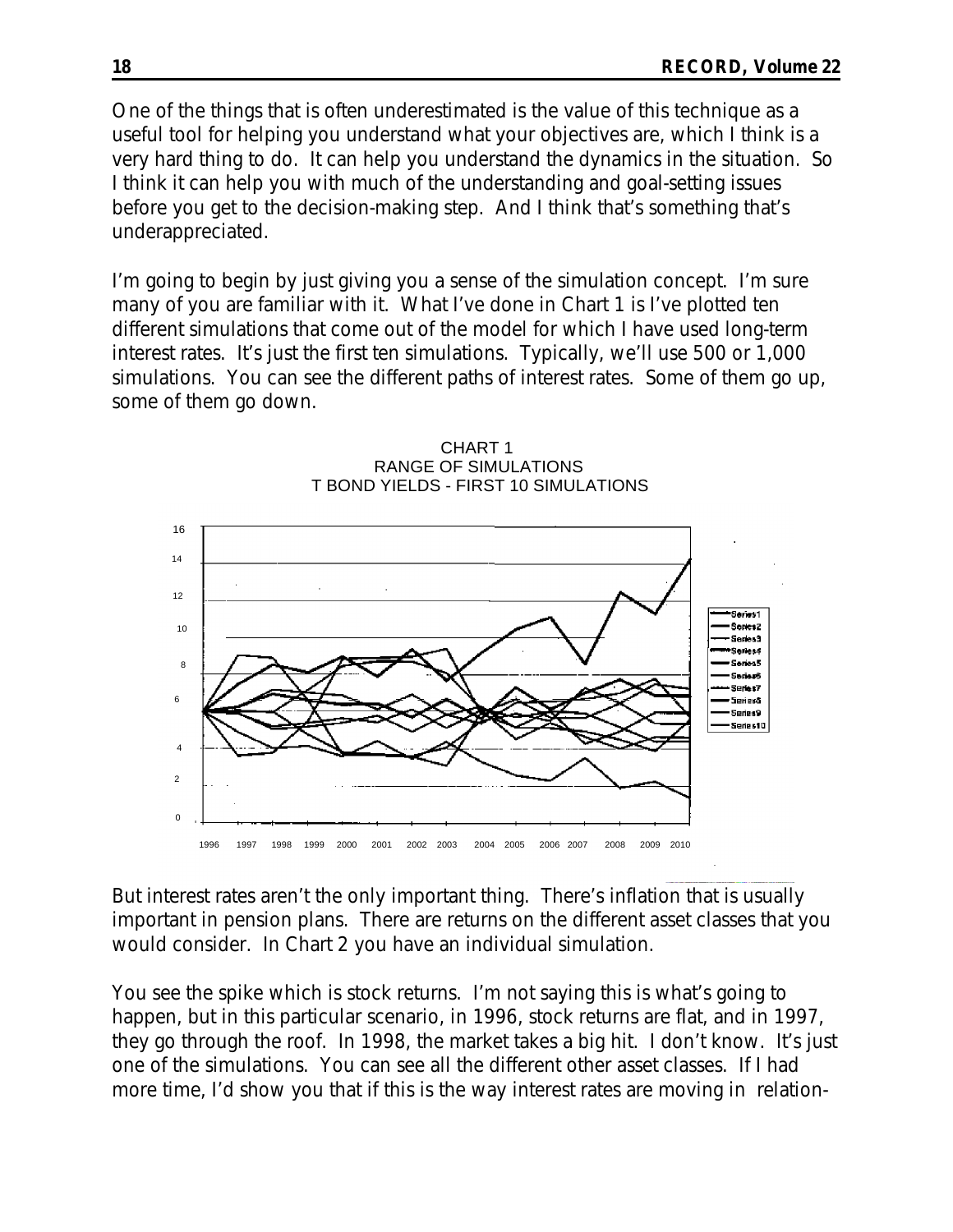One of the things that is often underestimated is the value of this technique as a useful tool for helping you understand what your objectives are, which I think is a very hard thing to do. It can help you understand the dynamics in the situation. So I think it can help you with much of the understanding and goal-setting issues before you get to the decision-making step. And I think that's something that's underappreciated.

I'm going to begin by just giving you a sense of the simulation concept. I'm sure many of you are familiar with it. What I've done in Chart 1 is I've plotted ten different simulations that come out of the model for which I have used long-term interest rates. It's just the first ten simulations. Typically, we'll use 500 or 1,000 simulations. You can see the different paths of interest rates. Some of them go up, some of them go down.

CHART 1
RANGE OF SIMULATIONS
T BOND YIELDS - FIRST 10 SIMULATIONS

But interest rates aren't the only important thing. There's inflation that is usually important in pension plans. There are returns on the different asset classes that you would consider. In Chart 2 you have an individual simulation.

You see the spike which is stock returns. I'm not saying this is what's going to happen, but in this particular scenario, in 1996, stock returns are flat, and in 1997, they go through the roof. In 1998, the market takes a big hit. I don't know. It's just one of the simulations. You can see all the different other asset classes. If I had more time, I'd show you that if this is the way interest rates are moving in relation-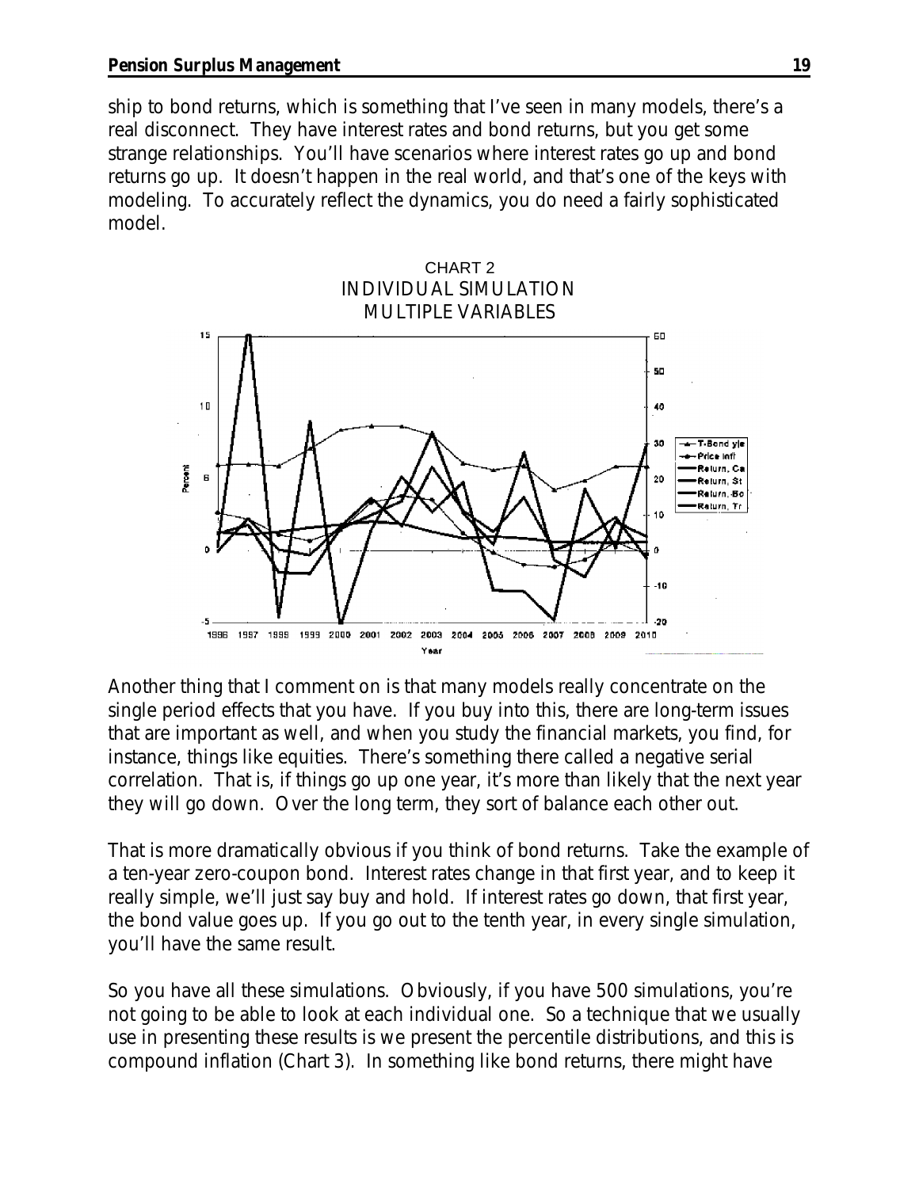ship to bond returns, which is something that I've seen in many models, there's a real disconnect. They have interest rates and bond returns, but you get some strange relationships. You'll have scenarios where interest rates go up and bond returns go up. It doesn't happen in the real world, and that's one of the keys with modeling. To accurately reflect the dynamics, you do need a fairly sophisticated model.

CHART 2
INDIVIDUAL SIMULATION
MULTIPLE VARIABLES

Another thing that I comment on is that many models really concentrate on the single period effects that you have. If you buy into this, there are long-term issues that are important as well, and when you study the financial markets, you find, for instance, things like equities. There's something there called a negative serial correlation. That is, if things go up one year, it's more than likely that the next year they will go down. Over the long term, they sort of balance each other out.

That is more dramatically obvious if you think of bond returns. Take the example of a ten-year zero-coupon bond. Interest rates change in that first year, and to keep it really simple, we'll just say buy and hold. If interest rates go down, that first year, the bond value goes up. If you go out to the tenth year, in every single simulation, you'll have the same result.

So you have all these simulations. Obviously, if you have 500 simulations, you're not going to be able to look at each individual one. So a technique that we usually use in presenting these results is we present the percentile distributions, and this is compound inflation (Chart 3). In something like bond returns, there might have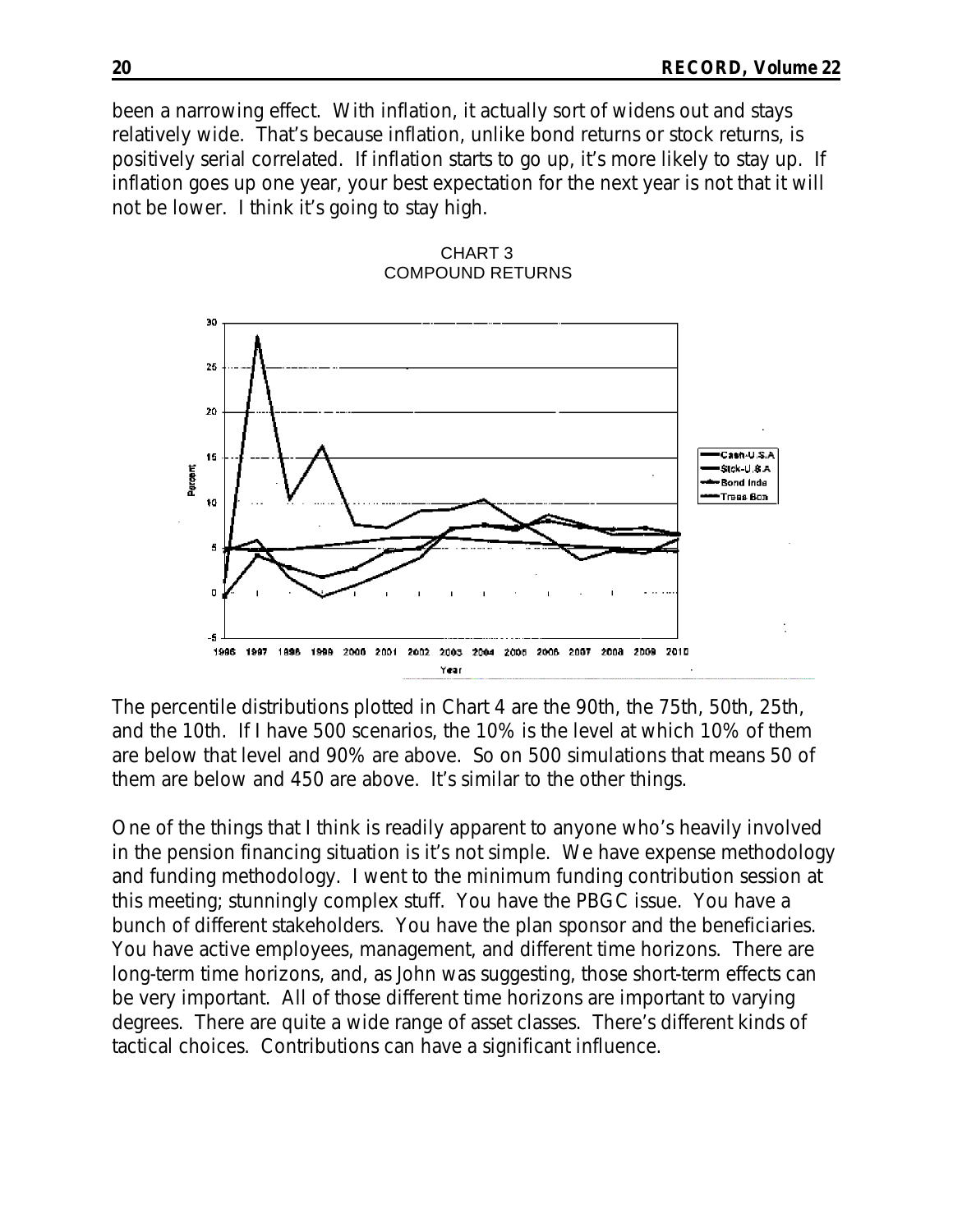been a narrowing effect. With inflation, it actually sort of widens out and stays relatively wide. That's because inflation, unlike bond returns or stock returns, is positively serial correlated. If inflation starts to go up, it's more likely to stay up. If inflation goes up one year, your best expectation for the next year is not that it will not be lower. I think it's going to stay high.

CHART 3
COMPOUND RETURNS

The percentile distributions plotted in Chart 4 are the 90th, the 75th, 50th, 25th, and the 10th. If I have 500 scenarios, the 10% is the level at which 10% of them are below that level and 90% are above. So on 500 simulations that means 50 of them are below and 450 are above. It's similar to the other things.

One of the things that I think is readily apparent to anyone who's heavily involved in the pension financing situation is it's not simple. We have expense methodology and funding methodology. I went to the minimum funding contribution session at this meeting; stunningly complex stuff. You have the PBGC issue. You have a bunch of different stakeholders. You have the plan sponsor and the beneficiaries. You have active employees, management, and different time horizons. There are long-term time horizons, and, as John was suggesting, those short-term effects can be very important. All of those different time horizons are important to varying degrees. There are quite a wide range of asset classes. There's different kinds of tactical choices. Contributions can have a significant influence.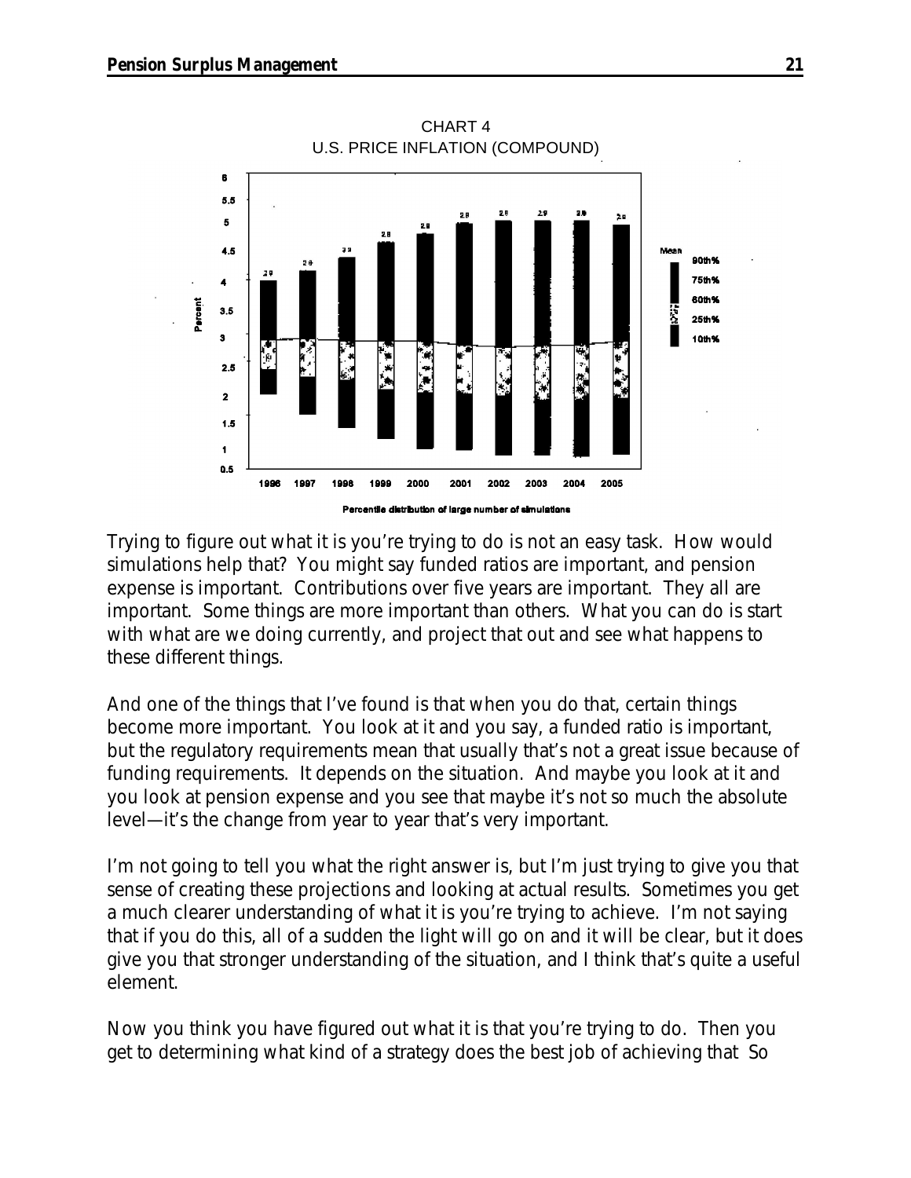CHART 4
U.S. PRICE INFLATION (COMPOUND)

Percentile distribution of large number of simulations

Trying to figure out what it is you're trying to do is not an easy task. How would simulations help that? You might say funded ratios are important, and pension expense is important. Contributions over five years are important. They all are important. Some things are more important than others. What you can do is start with what are we doing currently, and project that out and see what happens to these different things.

And one of the things that I've found is that when you do that, certain things become more important. You look at it and you say, a funded ratio is important, but the regulatory requirements mean that usually that's not a great issue because of funding requirements. It depends on the situation. And maybe you look at it and you look at pension expense and you see that maybe it's not so much the absolute level—it's the change from year to year that's very important.

I'm not going to tell you what the right answer is, but I'm just trying to give you that sense of creating these projections and looking at actual results. Sometimes you get a much clearer understanding of what it is you're trying to achieve. I'm not saying that if you do this, all of a sudden the light will go on and it will be clear, but it does give you that stronger understanding of the situation, and I think that's quite a useful element.

Now you think you have figured out what it is that you're trying to do. Then you get to determining what kind of a strategy does the best job of achieving that So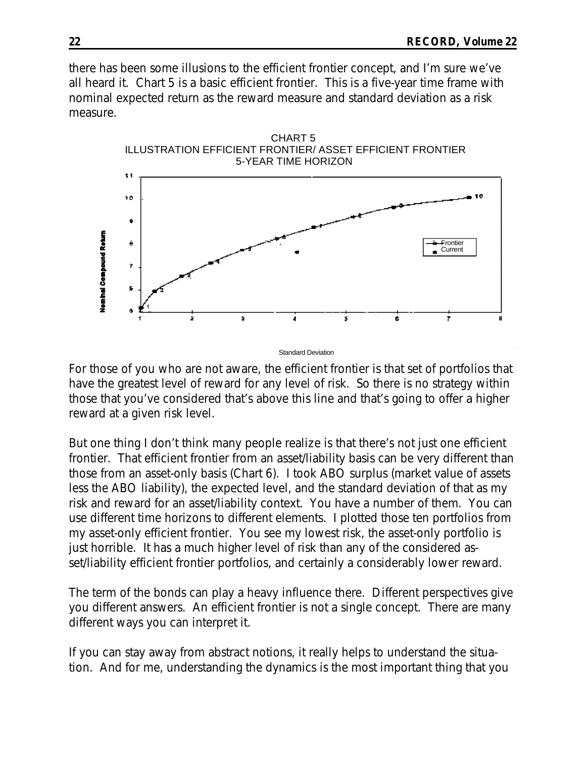there has been some illusions to the efficient frontier concept, and I'm sure we've all heard it. Chart 5 is a basic efficient frontier. This is a five-year time frame with nominal expected return as the reward measure and standard deviation as a risk measure.

CHART 5
ILLUSTRATION EFFICIENT FRONTIER/ ASSET EFFICIENT FRONTIER
5-YEAR TIME HORIZON

For those of you who are not aware, the efficient frontier is that set of portfolios that have the greatest level of reward for any level of risk. So there is no strategy within those that you've considered that's above this line and that's going to offer a higher reward at a given risk level.

But one thing I don't think many people realize is that there's not just one efficient frontier. That efficient frontier from an asset/liability basis can be very different than those from an asset-only basis (Chart 6). I took ABO surplus (market value of assets less the ABO liability), the expected level, and the standard deviation of that as my risk and reward for an asset/liability context. You have a number of them. You can use different time horizons to different elements. I plotted those ten portfolios from my asset-only efficient frontier. You see my lowest risk, the asset-only portfolio is just horrible. It has a much higher level of risk than any of the considered asset/liability efficient frontier portfolios, and certainly a considerably lower reward.

The term of the bonds can play a heavy influence there. Different perspectives give you different answers. An efficient frontier is not a single concept. There are many different ways you can interpret it.

If you can stay away from abstract notions, it really helps to understand the situation. And for me, understanding the dynamics is the most important thing that you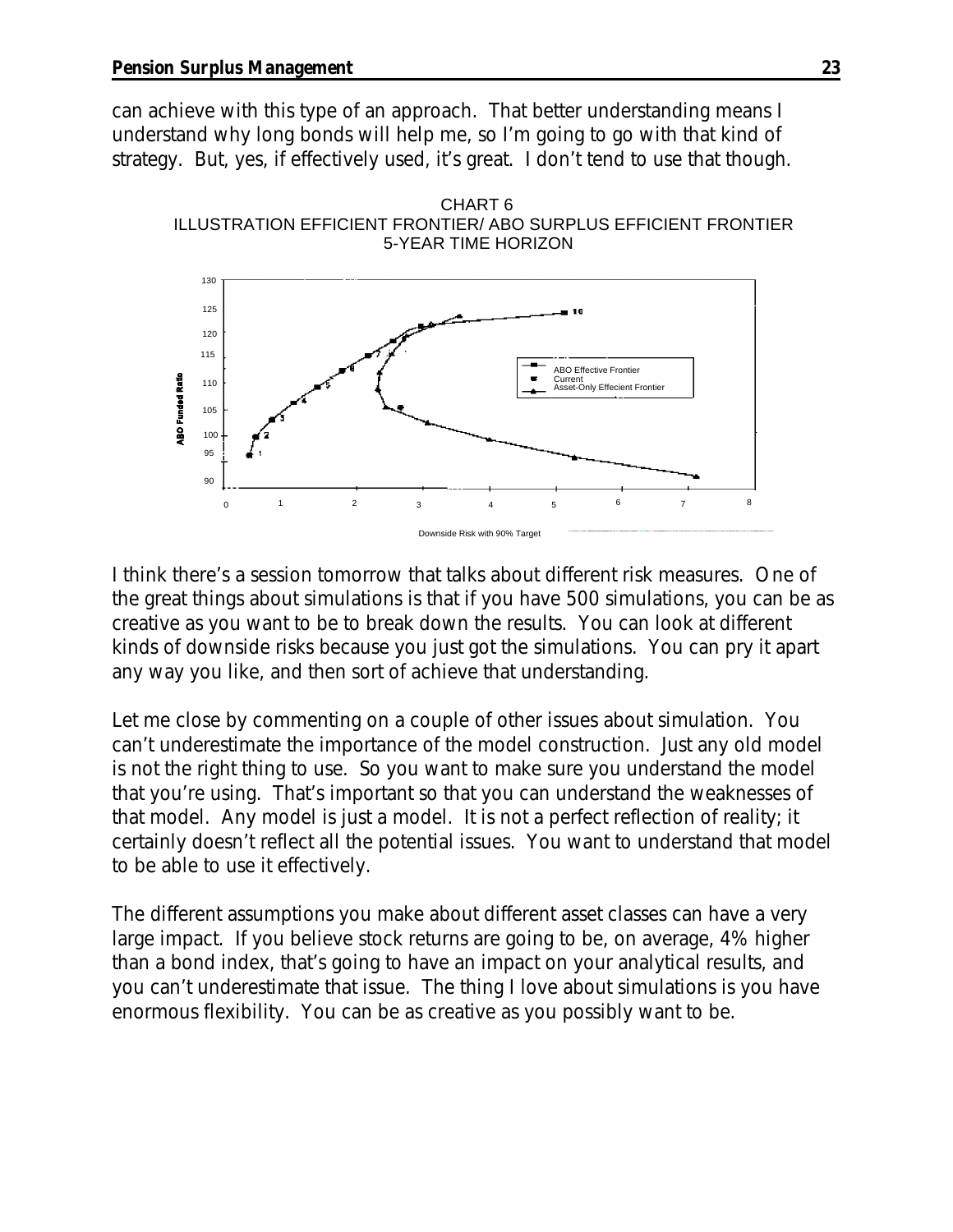can achieve with this type of an approach. That better understanding means I understand why long bonds will help me, so I'm going to go with that kind of strategy. But, yes, if effectively used, it's great. I don't tend to use that though.

CHART 6
ILLUSTRATION EFFICIENT FRONTIER/ ABO SURPLUS EFFICIENT FRONTIER
5-YEAR TIME HORIZON

I think there's a session tomorrow that talks about different risk measures. One of the great things about simulations is that if you have 500 simulations, you can be as creative as you want to be to break down the results. You can look at different kinds of downside risks because you just got the simulations. You can pry it apart any way you like, and then sort of achieve that understanding.

Let me close by commenting on a couple of other issues about simulation. You can't underestimate the importance of the model construction. Just any old model is not the right thing to use. So you want to make sure you understand the model that you're using. That's important so that you can understand the weaknesses of that model. Any model is just a model. It is not a perfect reflection of reality; it certainly doesn't reflect all the potential issues. You want to understand that model to be able to use it effectively.

The different assumptions you make about different asset classes can have a very large impact. If you believe stock returns are going to be, on average, 4% higher than a bond index, that's going to have an impact on your analytical results, and you can't underestimate that issue. The thing I love about simulations is you have enormous flexibility. You can be as creative as you possibly want to be.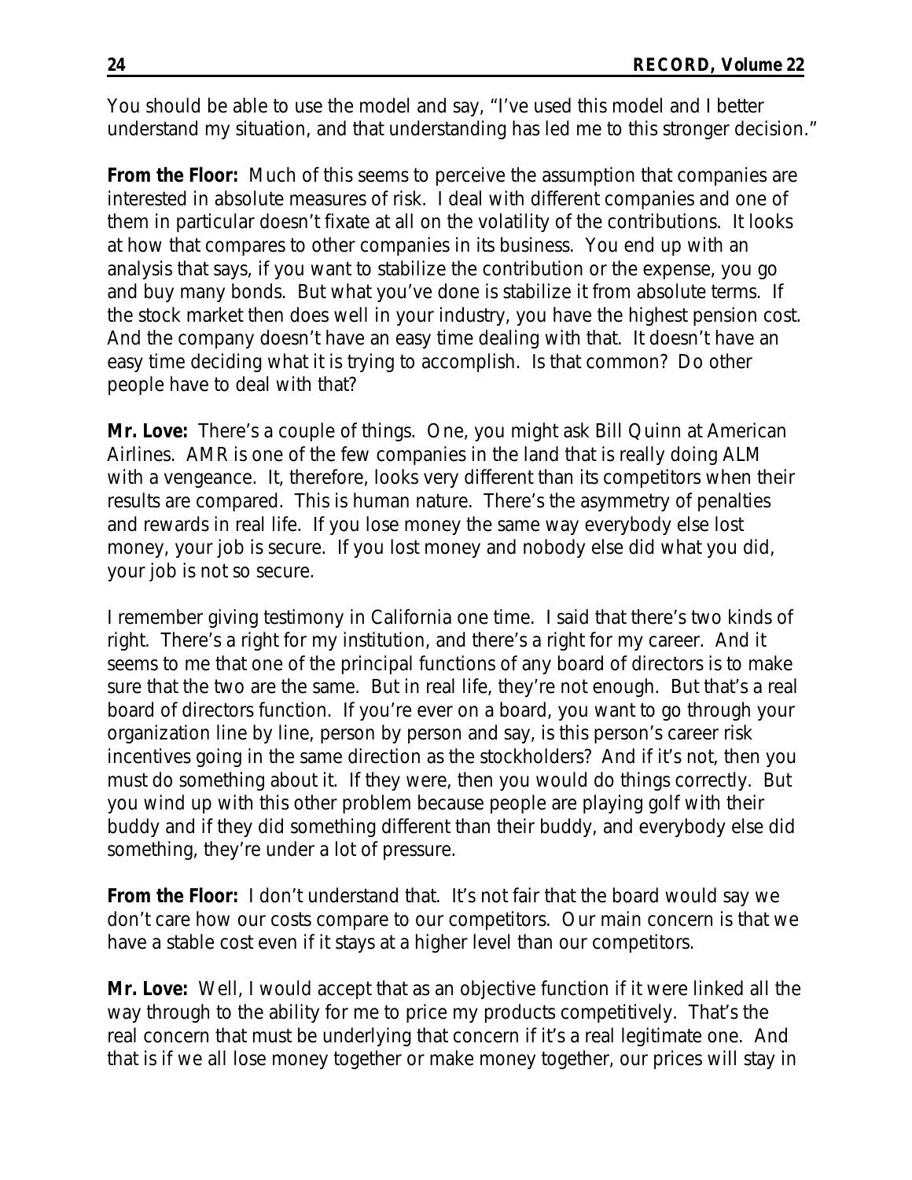You should be able to use the model and say, "I've used this model and I better understand my situation, and that understanding has led me to this stronger decision."

**From the Floor:** Much of this seems to perceive the assumption that companies are interested in absolute measures of risk. I deal with different companies and one of them in particular doesn't fixate at all on the volatility of the contributions. It looks at how that compares to other companies in its business. You end up with an analysis that says, if you want to stabilize the contribution or the expense, you go and buy many bonds. But what you've done is stabilize it from absolute terms. If the stock market then does well in your industry, you have the highest pension cost. And the company doesn't have an easy time dealing with that. It doesn't have an easy time deciding what it is trying to accomplish. Is that common? Do other people have to deal with that?

**Mr. Love:** There's a couple of things. One, you might ask Bill Quinn at American Airlines. AMR is one of the few companies in the land that is really doing ALM with a vengeance. It, therefore, looks very different than its competitors when their results are compared. This is human nature. There's the asymmetry of penalties and rewards in real life. If you lose money the same way everybody else lost money, your job is secure. If you lost money and nobody else did what you did, your job is not so secure.

I remember giving testimony in California one time. I said that there's two kinds of right. There's a right for my institution, and there's a right for my career. And it seems to me that one of the principal functions of any board of directors is to make sure that the two are the same. But in real life, they're not enough. But that's a real board of directors function. If you're ever on a board, you want to go through your organization line by line, person by person and say, is this person's career risk incentives going in the same direction as the stockholders? And if it's not, then you must do something about it. If they were, then you would do things correctly. But you wind up with this other problem because people are playing golf with their buddy and if they did something different than their buddy, and everybody else did something, they're under a lot of pressure.

**From the Floor:** I don't understand that. It's not fair that the board would say we don't care how our costs compare to our competitors. Our main concern is that we have a stable cost even if it stays at a higher level than our competitors.

**Mr. Love:** Well, I would accept that as an objective function if it were linked all the way through to the ability for me to price my products competitively. That's the real concern that must be underlying that concern if it's a real legitimate one. And that is if we all lose money together or make money together, our prices will stay in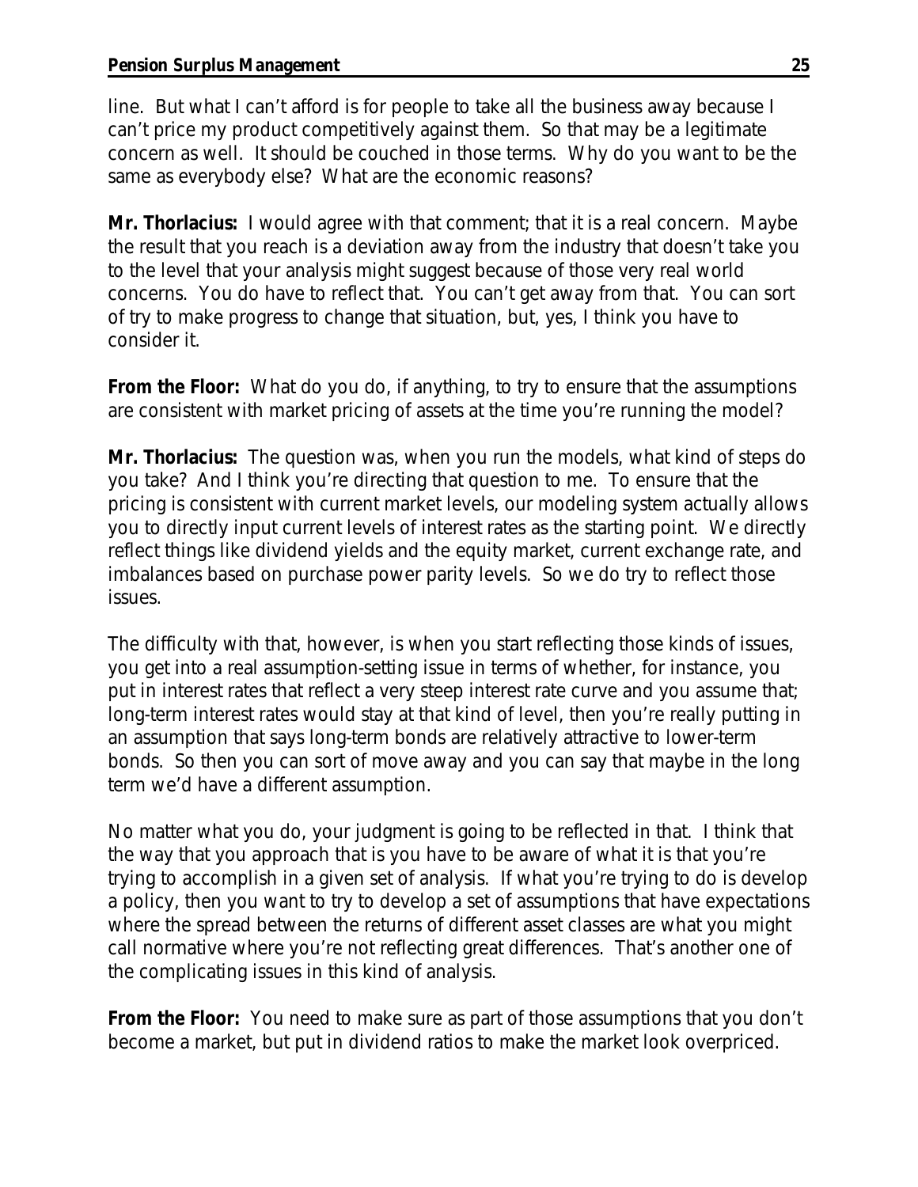line. But what I can't afford is for people to take all the business away because I can't price my product competitively against them. So that may be a legitimate concern as well. It should be couched in those terms. Why do you want to be the same as everybody else? What are the economic reasons?

**Mr. Thorlacius:** I would agree with that comment; that it is a real concern. Maybe the result that you reach is a deviation away from the industry that doesn't take you to the level that your analysis might suggest because of those very real world concerns. You do have to reflect that. You can't get away from that. You can sort of try to make progress to change that situation, but, yes, I think you have to consider it.

**From the Floor:** What do you do, if anything, to try to ensure that the assumptions are consistent with market pricing of assets at the time you're running the model?

**Mr. Thorlacius:** The question was, when you run the models, what kind of steps do you take? And I think you're directing that question to me. To ensure that the pricing is consistent with current market levels, our modeling system actually allows you to directly input current levels of interest rates as the starting point. We directly reflect things like dividend yields and the equity market, current exchange rate, and imbalances based on purchase power parity levels. So we do try to reflect those issues.

The difficulty with that, however, is when you start reflecting those kinds of issues, you get into a real assumption-setting issue in terms of whether, for instance, you put in interest rates that reflect a very steep interest rate curve and you assume that; long-term interest rates would stay at that kind of level, then you're really putting in an assumption that says long-term bonds are relatively attractive to lower-term bonds. So then you can sort of move away and you can say that maybe in the long term we'd have a different assumption.

No matter what you do, your judgment is going to be reflected in that. I think that the way that you approach that is you have to be aware of what it is that you're trying to accomplish in a given set of analysis. If what you're trying to do is develop a policy, then you want to try to develop a set of assumptions that have expectations where the spread between the returns of different asset classes are what you might call normative where you're not reflecting great differences. That's another one of the complicating issues in this kind of analysis.

**From the Floor:** You need to make sure as part of those assumptions that you don't become a market, but put in dividend ratios to make the market look overpriced.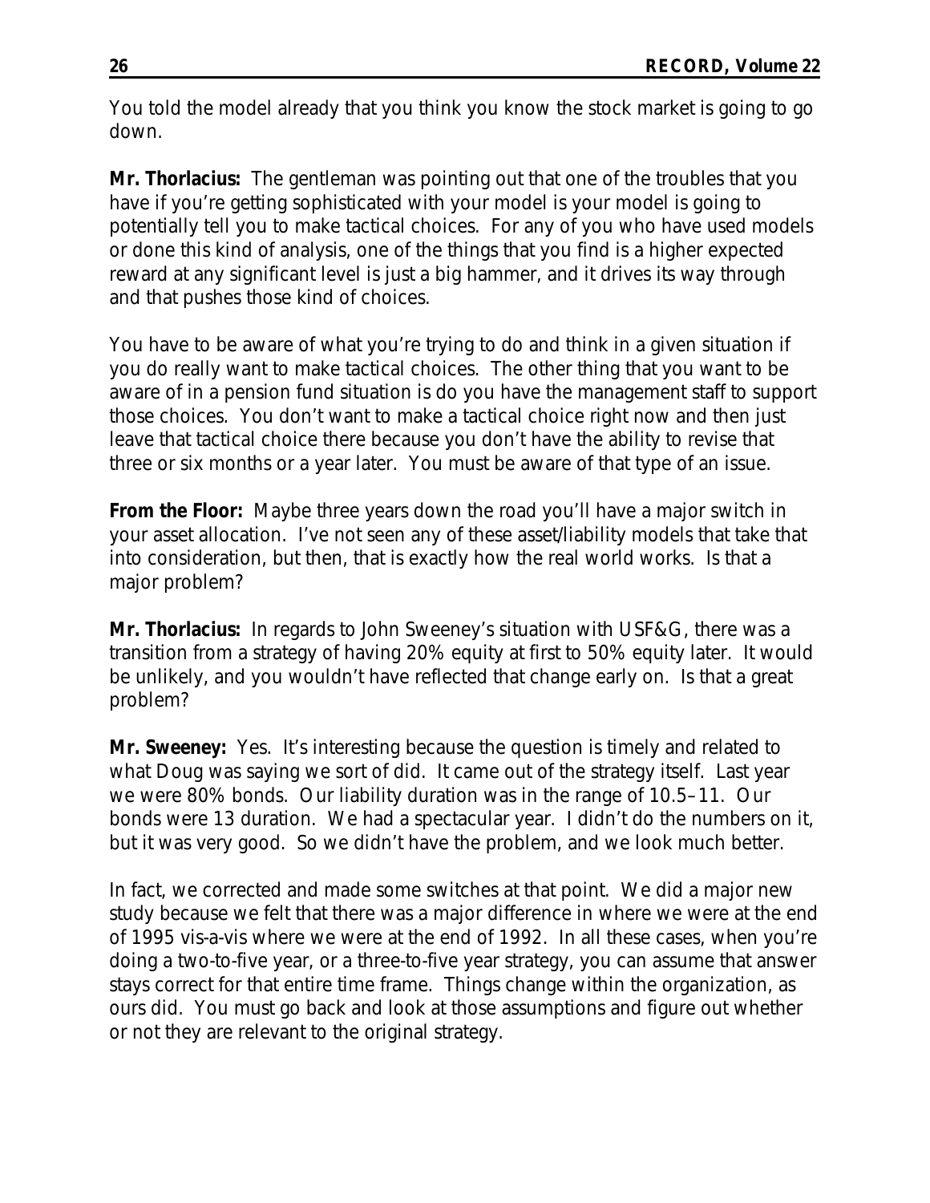You told the model already that you think you know the stock market is going to go down.

**Mr. Thorlacius:** The gentleman was pointing out that one of the troubles that you have if you're getting sophisticated with your model is your model is going to potentially tell you to make tactical choices. For any of you who have used models or done this kind of analysis, one of the things that you find is a higher expected reward at any significant level is just a big hammer, and it drives its way through and that pushes those kind of choices.

You have to be aware of what you're trying to do and think in a given situation if you do really want to make tactical choices. The other thing that you want to be aware of in a pension fund situation is do you have the management staff to support those choices. You don't want to make a tactical choice right now and then just leave that tactical choice there because you don't have the ability to revise that three or six months or a year later. You must be aware of that type of an issue.

**From the Floor:** Maybe three years down the road you'll have a major switch in your asset allocation. I've not seen any of these asset/liability models that take that into consideration, but then, that is exactly how the real world works. Is that a major problem?

**Mr. Thorlacius:** In regards to John Sweeney's situation with USF&G, there was a transition from a strategy of having 20% equity at first to 50% equity later. It would be unlikely, and you wouldn't have reflected that change early on. Is that a great problem?

**Mr. Sweeney:** Yes. It's interesting because the question is timely and related to what Doug was saying we sort of did. It came out of the strategy itself. Last year we were 80% bonds. Our liability duration was in the range of 10.5–11. Our bonds were 13 duration. We had a spectacular year. I didn't do the numbers on it, but it was very good. So we didn't have the problem, and we look much better.

In fact, we corrected and made some switches at that point. We did a major new study because we felt that there was a major difference in where we were at the end of 1995 vis-a-vis where we were at the end of 1992. In all these cases, when you're doing a two-to-five year, or a three-to-five year strategy, you can assume that answer stays correct for that entire time frame. Things change within the organization, as ours did. You must go back and look at those assumptions and figure out whether or not they are relevant to the original strategy.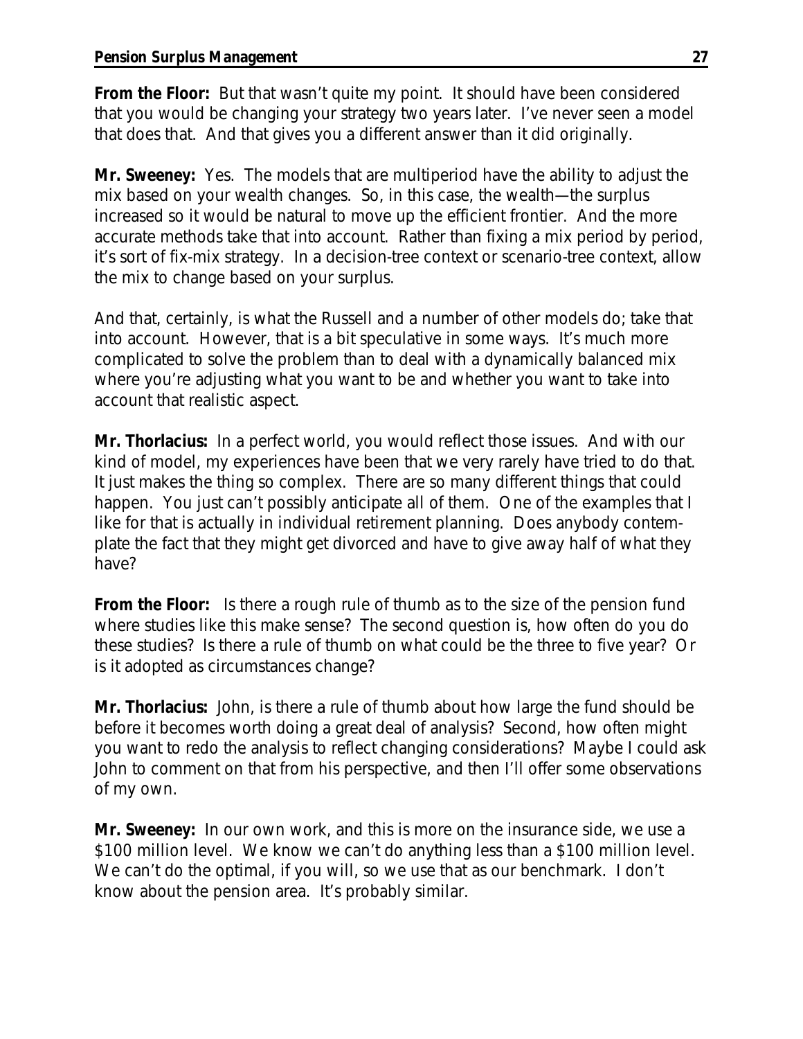**From the Floor:** But that wasn't quite my point. It should have been considered that you would be changing your strategy two years later. I've never seen a model that does that. And that gives you a different answer than it did originally.

**Mr. Sweeney:** Yes. The models that are multiperiod have the ability to adjust the mix based on your wealth changes. So, in this case, the wealth—the surplus increased so it would be natural to move up the efficient frontier. And the more accurate methods take that into account. Rather than fixing a mix period by period, it's sort of fix-mix strategy. In a decision-tree context or scenario-tree context, allow the mix to change based on your surplus.

And that, certainly, is what the Russell and a number of other models do; take that into account. However, that is a bit speculative in some ways. It's much more complicated to solve the problem than to deal with a dynamically balanced mix where you're adjusting what you want to be and whether you want to take into account that realistic aspect.

**Mr. Thorlacius:** In a perfect world, you would reflect those issues. And with our kind of model, my experiences have been that we very rarely have tried to do that. It just makes the thing so complex. There are so many different things that could happen. You just can't possibly anticipate all of them. One of the examples that I like for that is actually in individual retirement planning. Does anybody contemplate the fact that they might get divorced and have to give away half of what they have?

**From the Floor:** Is there a rough rule of thumb as to the size of the pension fund where studies like this make sense? The second question is, how often do you do these studies? Is there a rule of thumb on what could be the three to five year? Or is it adopted as circumstances change?

**Mr. Thorlacius:** John, is there a rule of thumb about how large the fund should be before it becomes worth doing a great deal of analysis? Second, how often might you want to redo the analysis to reflect changing considerations? Maybe I could ask John to comment on that from his perspective, and then I'll offer some observations of my own.

**Mr. Sweeney:** In our own work, and this is more on the insurance side, we use a $100 million level. We know we can't do anything less than a $100 million level. We can't do the optimal, if you will, so we use that as our benchmark. I don't know about the pension area. It's probably similar.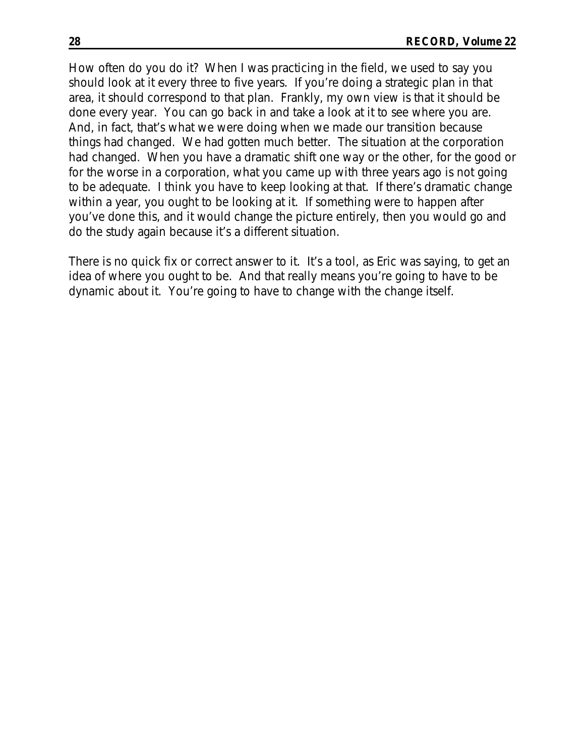How often do you do it? When I was practicing in the field, we used to say you should look at it every three to five years. If you're doing a strategic plan in that area, it should correspond to that plan. Frankly, my own view is that it should be done every year. You can go back in and take a look at it to see where you are. And, in fact, that's what we were doing when we made our transition because things had changed. We had gotten much better. The situation at the corporation had changed. When you have a dramatic shift one way or the other, for the good or for the worse in a corporation, what you came up with three years ago is not going to be adequate. I think you have to keep looking at that. If there's dramatic change within a year, you ought to be looking at it. If something were to happen after you've done this, and it would change the picture entirely, then you would go and do the study again because it's a different situation.

There is no quick fix or correct answer to it. It's a tool, as Eric was saying, to get an idea of where you ought to be. And that really means you're going to have to be dynamic about it. You're going to have to change with the change itself.